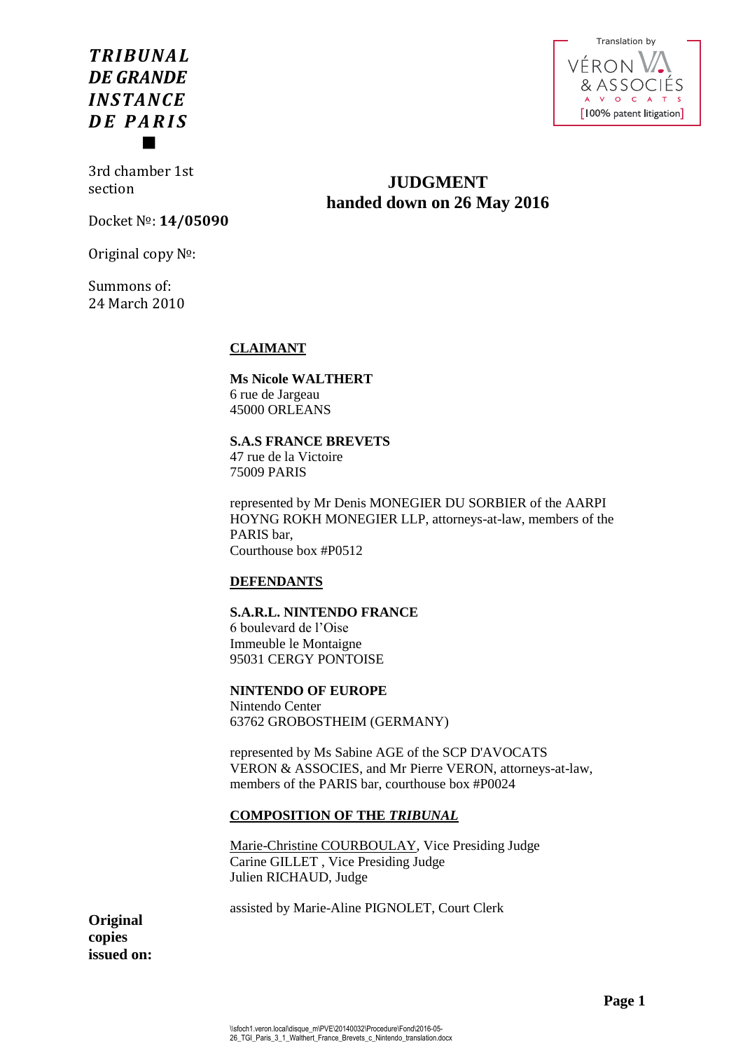***TRIBUNAL DE GRANDE INSTANCE DE PARIS***

Translation by VÉRON & ASSOCIÉS AVOCATS [100% patent litigation]

3rd chamber 1st section

Docket №: **14/05090**

Original copy №:

Summons of:
24 March 2010

# JUDGMENT
## handed down on 26 May 2016

**CLAIMANT**

**Ms Nicole WALTHERT**
6 rue de Jargeau
45000 ORLEANS

**S.A.S FRANCE BREVETS**
47 rue de la Victoire
75009 PARIS

represented by Mr Denis MONEGIER DU SORBIER of the AARPI HOYNG ROKH MONEGIER LLP, attorneys-at-law, members of the PARIS bar,
Courthouse box #P0512

**DEFENDANTS**

**S.A.R.L. NINTENDO FRANCE**
6 boulevard de l'Oise
Immeuble le Montaigne
95031 CERGY PONTOISE

**NINTENDO OF EUROPE**
Nintendo Center
63762 GROBOSTHEIM (GERMANY)

represented by Ms Sabine AGE of the SCP D'AVOCATS VERON & ASSOCIES, and Mr Pierre VERON, attorneys-at-law, members of the PARIS bar, courthouse box #P0024

**COMPOSITION OF THE *TRIBUNAL***

Marie-Christine COURBOULAY, Vice Presiding Judge
Carine GILLET , Vice Presiding Judge
Julien RICHAUD, Judge

assisted by Marie-Aline PIGNOLET, Court Clerk

**Original copies issued on:**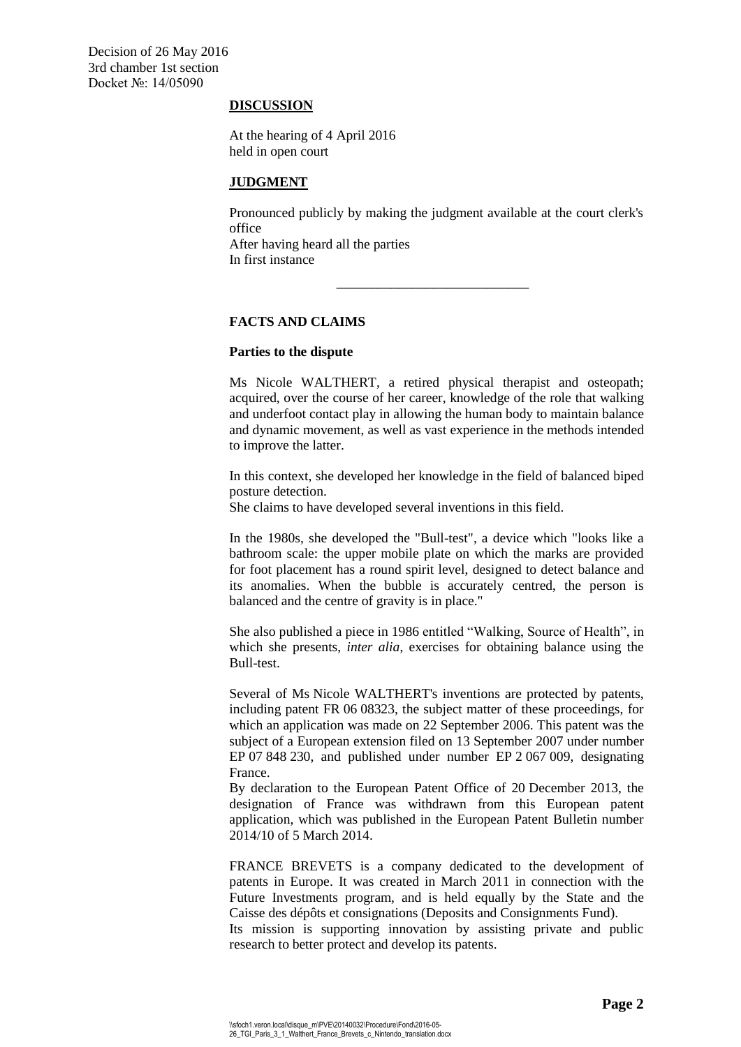Decision of 26 May 2016
3rd chamber 1st section
Docket №: 14/05090

**DISCUSSION**

At the hearing of 4 April 2016
held in open court

**JUDGMENT**

Pronounced publicly by making the judgment available at the court clerk's office
After having heard all the parties
In first instance

---

**FACTS AND CLAIMS**

**Parties to the dispute**

Ms Nicole WALTHERT, a retired physical therapist and osteopath; acquired, over the course of her career, knowledge of the role that walking and underfoot contact play in allowing the human body to maintain balance and dynamic movement, as well as vast experience in the methods intended to improve the latter.

In this context, she developed her knowledge in the field of balanced biped posture detection.
She claims to have developed several inventions in this field.

In the 1980s, she developed the "Bull-test", a device which "looks like a bathroom scale: the upper mobile plate on which the marks are provided for foot placement has a round spirit level, designed to detect balance and its anomalies. When the bubble is accurately centred, the person is balanced and the centre of gravity is in place."

She also published a piece in 1986 entitled "Walking, Source of Health", in which she presents, *inter alia*, exercises for obtaining balance using the Bull-test.

Several of Ms Nicole WALTHERT's inventions are protected by patents, including patent FR 06 08323, the subject matter of these proceedings, for which an application was made on 22 September 2006. This patent was the subject of a European extension filed on 13 September 2007 under number EP 07 848 230, and published under number EP 2 067 009, designating France.
By declaration to the European Patent Office of 20 December 2013, the designation of France was withdrawn from this European patent application, which was published in the European Patent Bulletin number 2014/10 of 5 March 2014.

FRANCE BREVETS is a company dedicated to the development of patents in Europe. It was created in March 2011 in connection with the Future Investments program, and is held equally by the State and the Caisse des dépôts et consignations (Deposits and Consignments Fund).
Its mission is supporting innovation by assisting private and public research to better protect and develop its patents.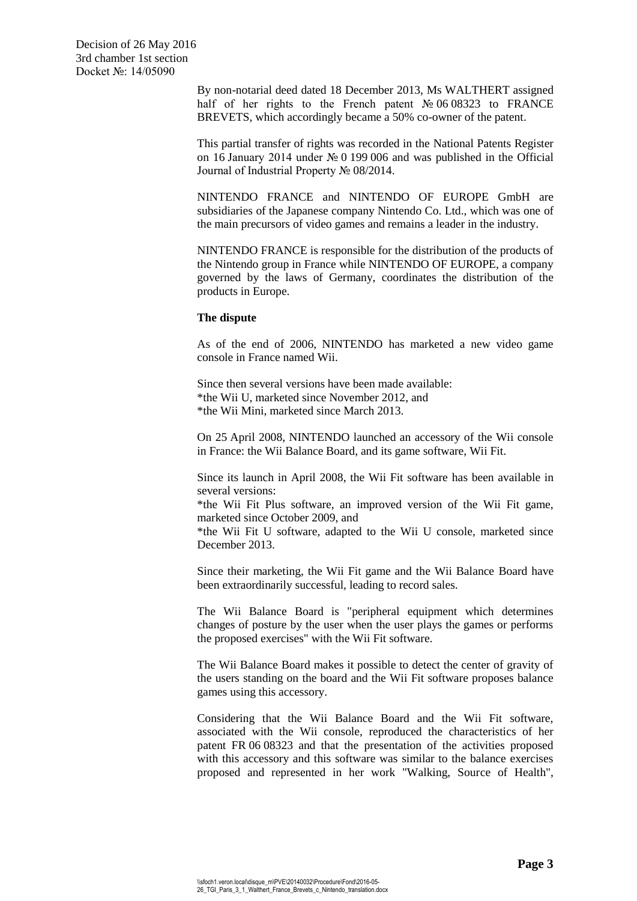By non-notarial deed dated 18 December 2013, Ms WALTHERT assigned half of her rights to the French patent № 06 08323 to FRANCE BREVETS, which accordingly became a 50% co-owner of the patent.

This partial transfer of rights was recorded in the National Patents Register on 16 January 2014 under № 0 199 006 and was published in the Official Journal of Industrial Property № 08/2014.

NINTENDO FRANCE and NINTENDO OF EUROPE GmbH are subsidiaries of the Japanese company Nintendo Co. Ltd., which was one of the main precursors of video games and remains a leader in the industry.

NINTENDO FRANCE is responsible for the distribution of the products of the Nintendo group in France while NINTENDO OF EUROPE, a company governed by the laws of Germany, coordinates the distribution of the products in Europe.

**The dispute**

As of the end of 2006, NINTENDO has marketed a new video game console in France named Wii.

Since then several versions have been made available:
*the Wii U, marketed since November 2012, and
*the Wii Mini, marketed since March 2013.

On 25 April 2008, NINTENDO launched an accessory of the Wii console in France: the Wii Balance Board, and its game software, Wii Fit.

Since its launch in April 2008, the Wii Fit software has been available in several versions:
*the Wii Fit Plus software, an improved version of the Wii Fit game, marketed since October 2009, and
*the Wii Fit U software, adapted to the Wii U console, marketed since December 2013.

Since their marketing, the Wii Fit game and the Wii Balance Board have been extraordinarily successful, leading to record sales.

The Wii Balance Board is "peripheral equipment which determines changes of posture by the user when the user plays the games or performs the proposed exercises" with the Wii Fit software.

The Wii Balance Board makes it possible to detect the center of gravity of the users standing on the board and the Wii Fit software proposes balance games using this accessory.

Considering that the Wii Balance Board and the Wii Fit software, associated with the Wii console, reproduced the characteristics of her patent FR 06 08323 and that the presentation of the activities proposed with this accessory and this software was similar to the balance exercises proposed and represented in her work "Walking, Source of Health",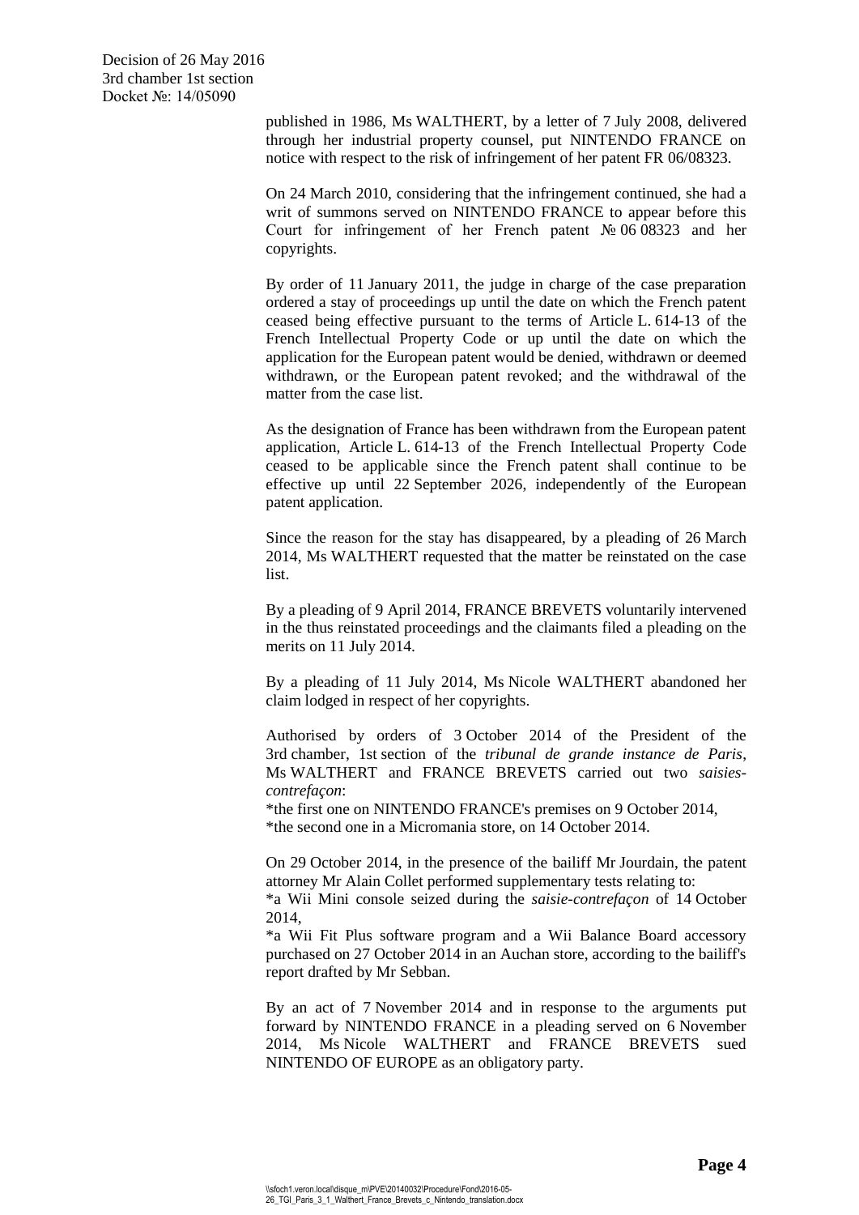published in 1986, Ms WALTHERT, by a letter of 7 July 2008, delivered through her industrial property counsel, put NINTENDO FRANCE on notice with respect to the risk of infringement of her patent FR 06/08323.

On 24 March 2010, considering that the infringement continued, she had a writ of summons served on NINTENDO FRANCE to appear before this Court for infringement of her French patent № 06 08323 and her copyrights.

By order of 11 January 2011, the judge in charge of the case preparation ordered a stay of proceedings up until the date on which the French patent ceased being effective pursuant to the terms of Article L. 614-13 of the French Intellectual Property Code or up until the date on which the application for the European patent would be denied, withdrawn or deemed withdrawn, or the European patent revoked; and the withdrawal of the matter from the case list.

As the designation of France has been withdrawn from the European patent application, Article L. 614-13 of the French Intellectual Property Code ceased to be applicable since the French patent shall continue to be effective up until 22 September 2026, independently of the European patent application.

Since the reason for the stay has disappeared, by a pleading of 26 March 2014, Ms WALTHERT requested that the matter be reinstated on the case list.

By a pleading of 9 April 2014, FRANCE BREVETS voluntarily intervened in the thus reinstated proceedings and the claimants filed a pleading on the merits on 11 July 2014.

By a pleading of 11 July 2014, Ms Nicole WALTHERT abandoned her claim lodged in respect of her copyrights.

Authorised by orders of 3 October 2014 of the President of the 3rd chamber, 1st section of the *tribunal de grande instance de Paris*, Ms WALTHERT and FRANCE BREVETS carried out two *saisies-contrefaçon*:
*the first one on NINTENDO FRANCE's premises on 9 October 2014,
*the second one in a Micromania store, on 14 October 2014.

On 29 October 2014, in the presence of the bailiff Mr Jourdain, the patent attorney Mr Alain Collet performed supplementary tests relating to:
*a Wii Mini console seized during the *saisie-contrefaçon* of 14 October 2014,
*a Wii Fit Plus software program and a Wii Balance Board accessory purchased on 27 October 2014 in an Auchan store, according to the bailiff's report drafted by Mr Sebban.

By an act of 7 November 2014 and in response to the arguments put forward by NINTENDO FRANCE in a pleading served on 6 November 2014, Ms Nicole WALTHERT and FRANCE BREVETS sued NINTENDO OF EUROPE as an obligatory party.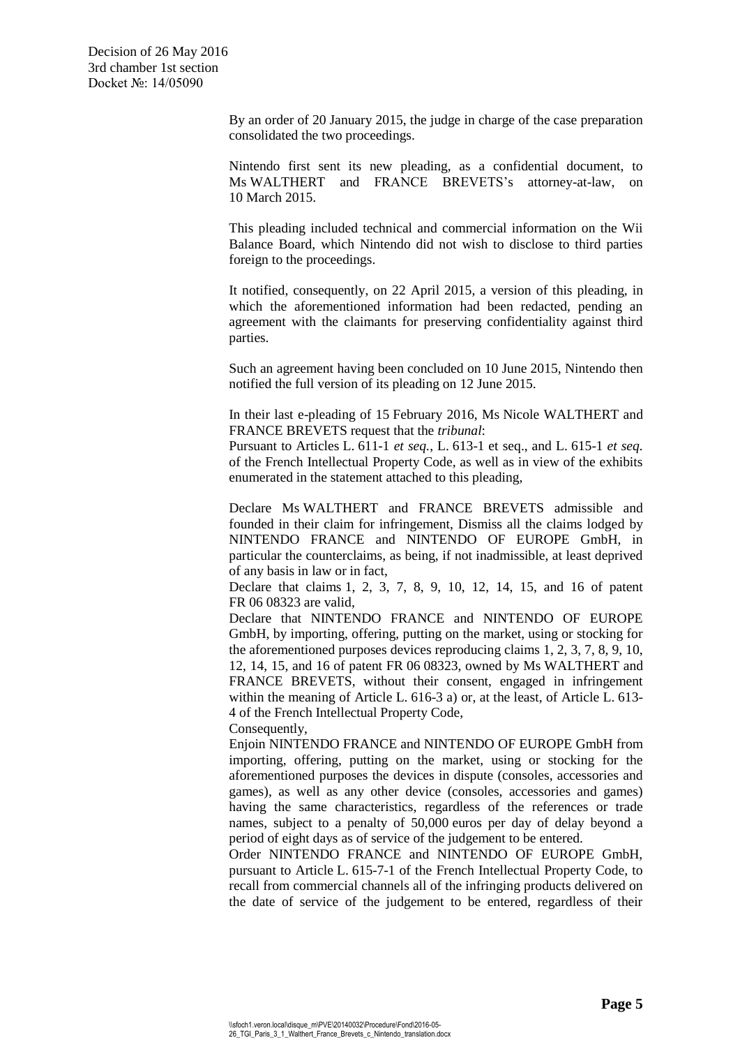By an order of 20 January 2015, the judge in charge of the case preparation consolidated the two proceedings.

Nintendo first sent its new pleading, as a confidential document, to Ms WALTHERT and FRANCE BREVETS's attorney-at-law, on 10 March 2015.

This pleading included technical and commercial information on the Wii Balance Board, which Nintendo did not wish to disclose to third parties foreign to the proceedings.

It notified, consequently, on 22 April 2015, a version of this pleading, in which the aforementioned information had been redacted, pending an agreement with the claimants for preserving confidentiality against third parties.

Such an agreement having been concluded on 10 June 2015, Nintendo then notified the full version of its pleading on 12 June 2015.

In their last e-pleading of 15 February 2016, Ms Nicole WALTHERT and FRANCE BREVETS request that the *tribunal*:
Pursuant to Articles L. 611-1 *et seq.*, L. 613-1 et seq., and L. 615-1 *et seq.* of the French Intellectual Property Code, as well as in view of the exhibits enumerated in the statement attached to this pleading,

Declare Ms WALTHERT and FRANCE BREVETS admissible and founded in their claim for infringement, Dismiss all the claims lodged by NINTENDO FRANCE and NINTENDO OF EUROPE GmbH, in particular the counterclaims, as being, if not inadmissible, at least deprived of any basis in law or in fact,
Declare that claims 1, 2, 3, 7, 8, 9, 10, 12, 14, 15, and 16 of patent FR 06 08323 are valid,
Declare that NINTENDO FRANCE and NINTENDO OF EUROPE GmbH, by importing, offering, putting on the market, using or stocking for the aforementioned purposes devices reproducing claims 1, 2, 3, 7, 8, 9, 10, 12, 14, 15, and 16 of patent FR 06 08323, owned by Ms WALTHERT and FRANCE BREVETS, without their consent, engaged in infringement within the meaning of Article L. 616-3 a) or, at the least, of Article L. 613-4 of the French Intellectual Property Code,
Consequently,
Enjoin NINTENDO FRANCE and NINTENDO OF EUROPE GmbH from importing, offering, putting on the market, using or stocking for the aforementioned purposes the devices in dispute (consoles, accessories and games), as well as any other device (consoles, accessories and games) having the same characteristics, regardless of the references or trade names, subject to a penalty of 50,000 euros per day of delay beyond a period of eight days as of service of the judgement to be entered.
Order NINTENDO FRANCE and NINTENDO OF EUROPE GmbH, pursuant to Article L. 615-7-1 of the French Intellectual Property Code, to recall from commercial channels all of the infringing products delivered on the date of service of the judgement to be entered, regardless of their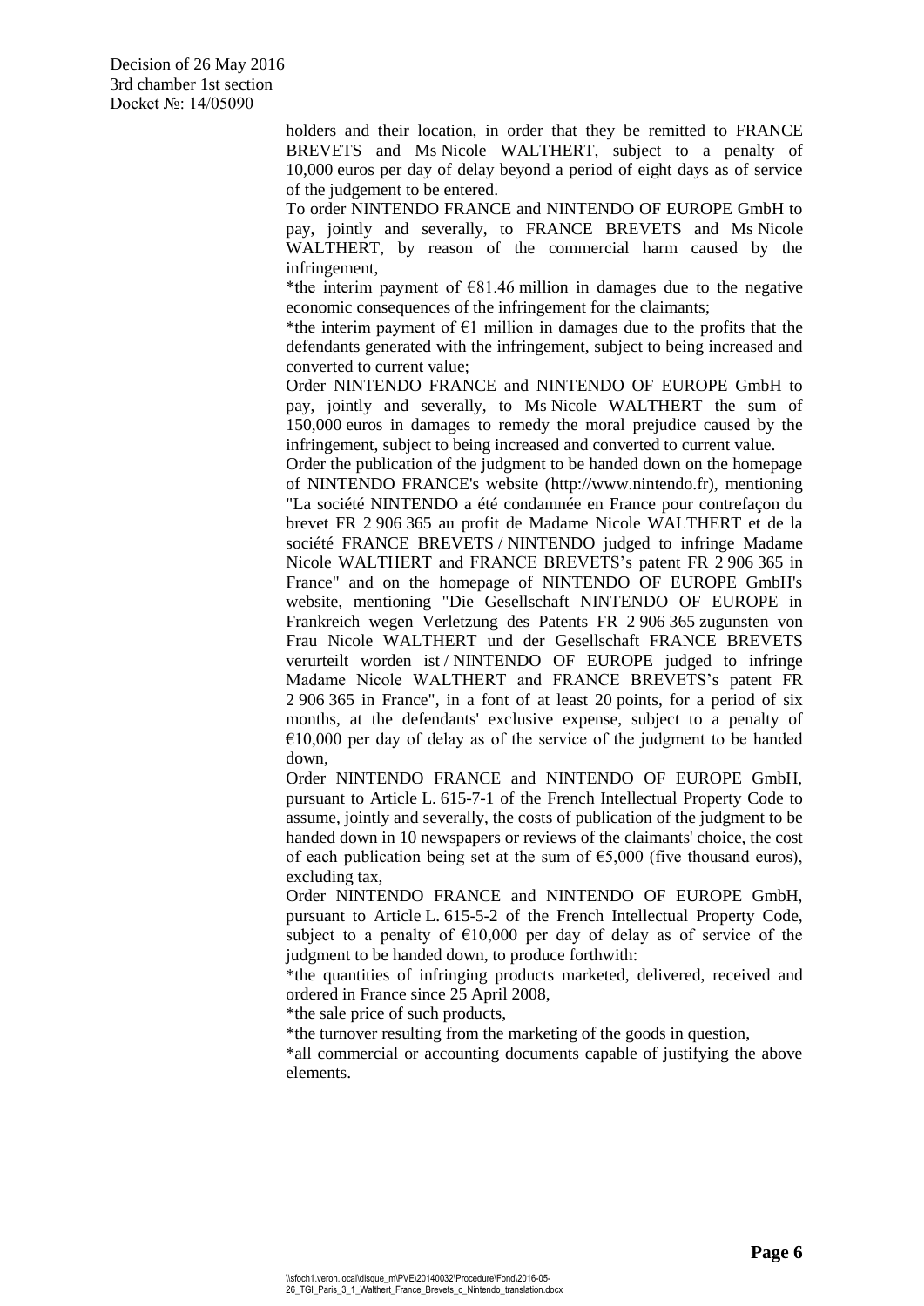holders and their location, in order that they be remitted to FRANCE BREVETS and Ms Nicole WALTHERT, subject to a penalty of 10,000 euros per day of delay beyond a period of eight days as of service of the judgement to be entered.

To order NINTENDO FRANCE and NINTENDO OF EUROPE GmbH to pay, jointly and severally, to FRANCE BREVETS and Ms Nicole WALTHERT, by reason of the commercial harm caused by the infringement,

*the interim payment of €81.46 million in damages due to the negative economic consequences of the infringement for the claimants;

*the interim payment of €1 million in damages due to the profits that the defendants generated with the infringement, subject to being increased and converted to current value;

Order NINTENDO FRANCE and NINTENDO OF EUROPE GmbH to pay, jointly and severally, to Ms Nicole WALTHERT the sum of 150,000 euros in damages to remedy the moral prejudice caused by the infringement, subject to being increased and converted to current value.

Order the publication of the judgment to be handed down on the homepage of NINTENDO FRANCE's website (http://www.nintendo.fr), mentioning "La société NINTENDO a été condamnée en France pour contrefaçon du brevet FR 2 906 365 au profit de Madame Nicole WALTHERT et de la société FRANCE BREVETS / NINTENDO judged to infringe Madame Nicole WALTHERT and FRANCE BREVETS's patent FR 2 906 365 in France" and on the homepage of NINTENDO OF EUROPE GmbH's website, mentioning "Die Gesellschaft NINTENDO OF EUROPE in Frankreich wegen Verletzung des Patents FR 2 906 365 zugunsten von Frau Nicole WALTHERT und der Gesellschaft FRANCE BREVETS verurteilt worden ist / NINTENDO OF EUROPE judged to infringe Madame Nicole WALTHERT and FRANCE BREVETS's patent FR 2 906 365 in France", in a font of at least 20 points, for a period of six months, at the defendants' exclusive expense, subject to a penalty of €10,000 per day of delay as of the service of the judgment to be handed down,

Order NINTENDO FRANCE and NINTENDO OF EUROPE GmbH, pursuant to Article L. 615-7-1 of the French Intellectual Property Code to assume, jointly and severally, the costs of publication of the judgment to be handed down in 10 newspapers or reviews of the claimants' choice, the cost of each publication being set at the sum of €5,000 (five thousand euros), excluding tax,

Order NINTENDO FRANCE and NINTENDO OF EUROPE GmbH, pursuant to Article L. 615-5-2 of the French Intellectual Property Code, subject to a penalty of €10,000 per day of delay as of service of the judgment to be handed down, to produce forthwith:

*the quantities of infringing products marketed, delivered, received and ordered in France since 25 April 2008,

*the sale price of such products,

*the turnover resulting from the marketing of the goods in question,

*all commercial or accounting documents capable of justifying the above elements.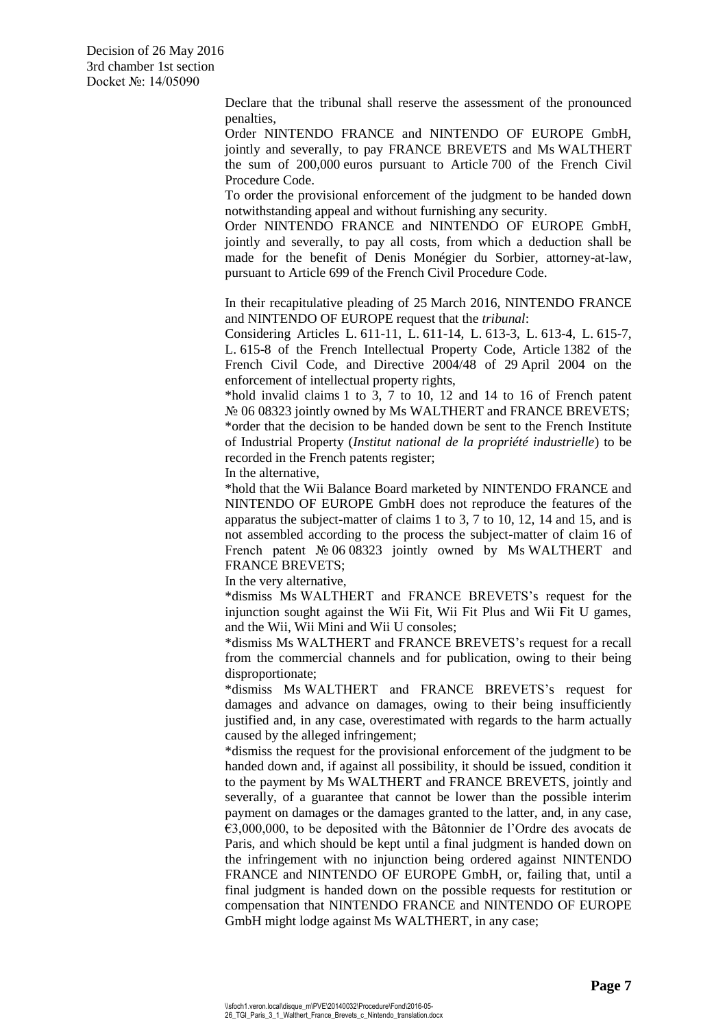Declare that the tribunal shall reserve the assessment of the pronounced penalties,

Order NINTENDO FRANCE and NINTENDO OF EUROPE GmbH, jointly and severally, to pay FRANCE BREVETS and Ms WALTHERT the sum of 200,000 euros pursuant to Article 700 of the French Civil Procedure Code.

To order the provisional enforcement of the judgment to be handed down notwithstanding appeal and without furnishing any security.

Order NINTENDO FRANCE and NINTENDO OF EUROPE GmbH, jointly and severally, to pay all costs, from which a deduction shall be made for the benefit of Denis Monégier du Sorbier, attorney-at-law, pursuant to Article 699 of the French Civil Procedure Code.

In their recapitulative pleading of 25 March 2016, NINTENDO FRANCE and NINTENDO OF EUROPE request that the *tribunal*:

Considering Articles L. 611-11, L. 611-14, L. 613-3, L. 613-4, L. 615-7, L. 615-8 of the French Intellectual Property Code, Article 1382 of the French Civil Code, and Directive 2004/48 of 29 April 2004 on the enforcement of intellectual property rights,

*hold invalid claims 1 to 3, 7 to 10, 12 and 14 to 16 of French patent № 06 08323 jointly owned by Ms WALTHERT and FRANCE BREVETS;

*order that the decision to be handed down be sent to the French Institute of Industrial Property (*Institut national de la propriété industrielle*) to be recorded in the French patents register;

In the alternative,

*hold that the Wii Balance Board marketed by NINTENDO FRANCE and NINTENDO OF EUROPE GmbH does not reproduce the features of the apparatus the subject-matter of claims 1 to 3, 7 to 10, 12, 14 and 15, and is not assembled according to the process the subject-matter of claim 16 of French patent № 06 08323 jointly owned by Ms WALTHERT and FRANCE BREVETS;

In the very alternative,

*dismiss Ms WALTHERT and FRANCE BREVETS's request for the injunction sought against the Wii Fit, Wii Fit Plus and Wii Fit U games, and the Wii, Wii Mini and Wii U consoles;

*dismiss Ms WALTHERT and FRANCE BREVETS's request for a recall from the commercial channels and for publication, owing to their being disproportionate;

*dismiss Ms WALTHERT and FRANCE BREVETS's request for damages and advance on damages, owing to their being insufficiently justified and, in any case, overestimated with regards to the harm actually caused by the alleged infringement;

*dismiss the request for the provisional enforcement of the judgment to be handed down and, if against all possibility, it should be issued, condition it to the payment by Ms WALTHERT and FRANCE BREVETS, jointly and severally, of a guarantee that cannot be lower than the possible interim payment on damages or the damages granted to the latter, and, in any case, €3,000,000, to be deposited with the Bâtonnier de l'Ordre des avocats de Paris, and which should be kept until a final judgment is handed down on the infringement with no injunction being ordered against NINTENDO FRANCE and NINTENDO OF EUROPE GmbH, or, failing that, until a final judgment is handed down on the possible requests for restitution or compensation that NINTENDO FRANCE and NINTENDO OF EUROPE GmbH might lodge against Ms WALTHERT, in any case;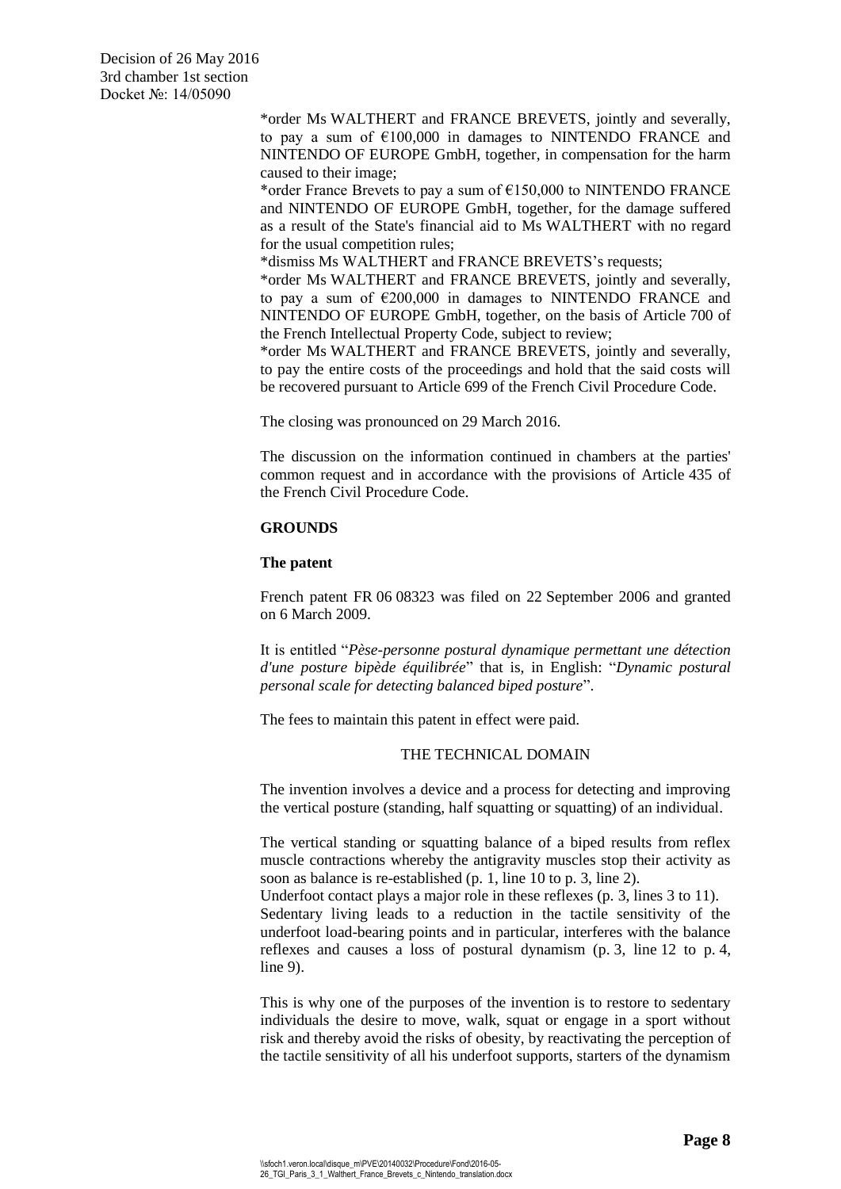*order Ms WALTHERT and FRANCE BREVETS, jointly and severally, to pay a sum of €100,000 in damages to NINTENDO FRANCE and NINTENDO OF EUROPE GmbH, together, in compensation for the harm caused to their image;

*order France Brevets to pay a sum of €150,000 to NINTENDO FRANCE and NINTENDO OF EUROPE GmbH, together, for the damage suffered as a result of the State's financial aid to Ms WALTHERT with no regard for the usual competition rules;

*dismiss Ms WALTHERT and FRANCE BREVETS's requests;

*order Ms WALTHERT and FRANCE BREVETS, jointly and severally, to pay a sum of €200,000 in damages to NINTENDO FRANCE and NINTENDO OF EUROPE GmbH, together, on the basis of Article 700 of the French Intellectual Property Code, subject to review;

*order Ms WALTHERT and FRANCE BREVETS, jointly and severally, to pay the entire costs of the proceedings and hold that the said costs will be recovered pursuant to Article 699 of the French Civil Procedure Code.

The closing was pronounced on 29 March 2016.

The discussion on the information continued in chambers at the parties' common request and in accordance with the provisions of Article 435 of the French Civil Procedure Code.

**GROUNDS**

**The patent**

French patent FR 06 08323 was filed on 22 September 2006 and granted on 6 March 2009.

It is entitled "*Pèse-personne postural dynamique permettant une détection d'une posture bipède équilibrée*" that is, in English: "*Dynamic postural personal scale for detecting balanced biped posture*".

The fees to maintain this patent in effect were paid.

THE TECHNICAL DOMAIN

The invention involves a device and a process for detecting and improving the vertical posture (standing, half squatting or squatting) of an individual.

The vertical standing or squatting balance of a biped results from reflex muscle contractions whereby the antigravity muscles stop their activity as soon as balance is re-established (p. 1, line 10 to p. 3, line 2).
Underfoot contact plays a major role in these reflexes (p. 3, lines 3 to 11).
Sedentary living leads to a reduction in the tactile sensitivity of the underfoot load-bearing points and in particular, interferes with the balance reflexes and causes a loss of postural dynamism (p. 3, line 12 to p. 4, line 9).

This is why one of the purposes of the invention is to restore to sedentary individuals the desire to move, walk, squat or engage in a sport without risk and thereby avoid the risks of obesity, by reactivating the perception of the tactile sensitivity of all his underfoot supports, starters of the dynamism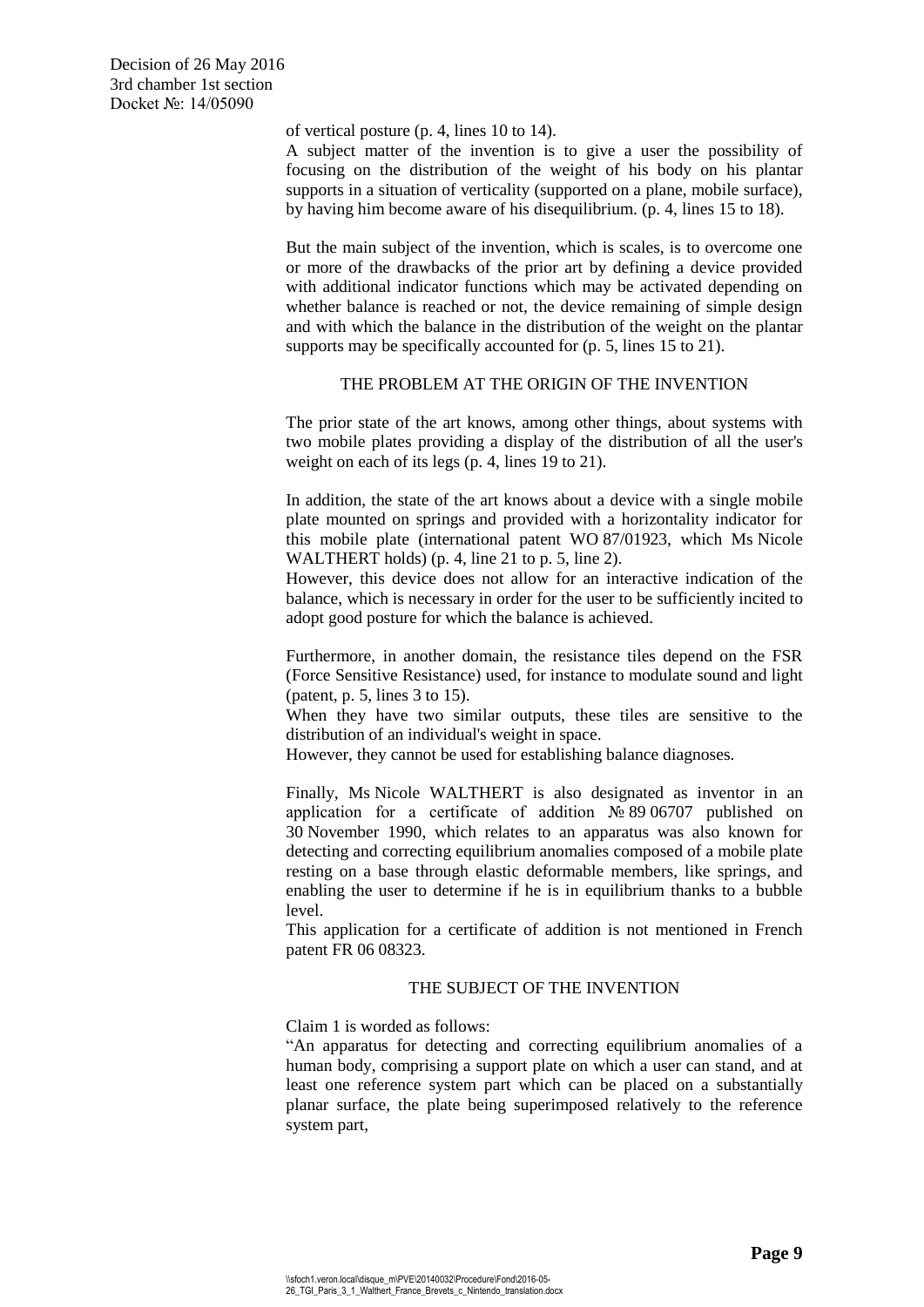of vertical posture (p. 4, lines 10 to 14).

A subject matter of the invention is to give a user the possibility of focusing on the distribution of the weight of his body on his plantar supports in a situation of verticality (supported on a plane, mobile surface), by having him become aware of his disequilibrium. (p. 4, lines 15 to 18).

But the main subject of the invention, which is scales, is to overcome one or more of the drawbacks of the prior art by defining a device provided with additional indicator functions which may be activated depending on whether balance is reached or not, the device remaining of simple design and with which the balance in the distribution of the weight on the plantar supports may be specifically accounted for (p. 5, lines 15 to 21).

### THE PROBLEM AT THE ORIGIN OF THE INVENTION

The prior state of the art knows, among other things, about systems with two mobile plates providing a display of the distribution of all the user's weight on each of its legs (p. 4, lines 19 to 21).

In addition, the state of the art knows about a device with a single mobile plate mounted on springs and provided with a horizontality indicator for this mobile plate (international patent WO 87/01923, which Ms Nicole WALTHERT holds) (p. 4, line 21 to p. 5, line 2).

However, this device does not allow for an interactive indication of the balance, which is necessary in order for the user to be sufficiently incited to adopt good posture for which the balance is achieved.

Furthermore, in another domain, the resistance tiles depend on the FSR (Force Sensitive Resistance) used, for instance to modulate sound and light (patent, p. 5, lines 3 to 15).

When they have two similar outputs, these tiles are sensitive to the distribution of an individual's weight in space.

However, they cannot be used for establishing balance diagnoses.

Finally, Ms Nicole WALTHERT is also designated as inventor in an application for a certificate of addition № 89 06707 published on 30 November 1990, which relates to an apparatus was also known for detecting and correcting equilibrium anomalies composed of a mobile plate resting on a base through elastic deformable members, like springs, and enabling the user to determine if he is in equilibrium thanks to a bubble level.

This application for a certificate of addition is not mentioned in French patent FR 06 08323.

### THE SUBJECT OF THE INVENTION

Claim 1 is worded as follows:

"An apparatus for detecting and correcting equilibrium anomalies of a human body, comprising a support plate on which a user can stand, and at least one reference system part which can be placed on a substantially planar surface, the plate being superimposed relatively to the reference system part,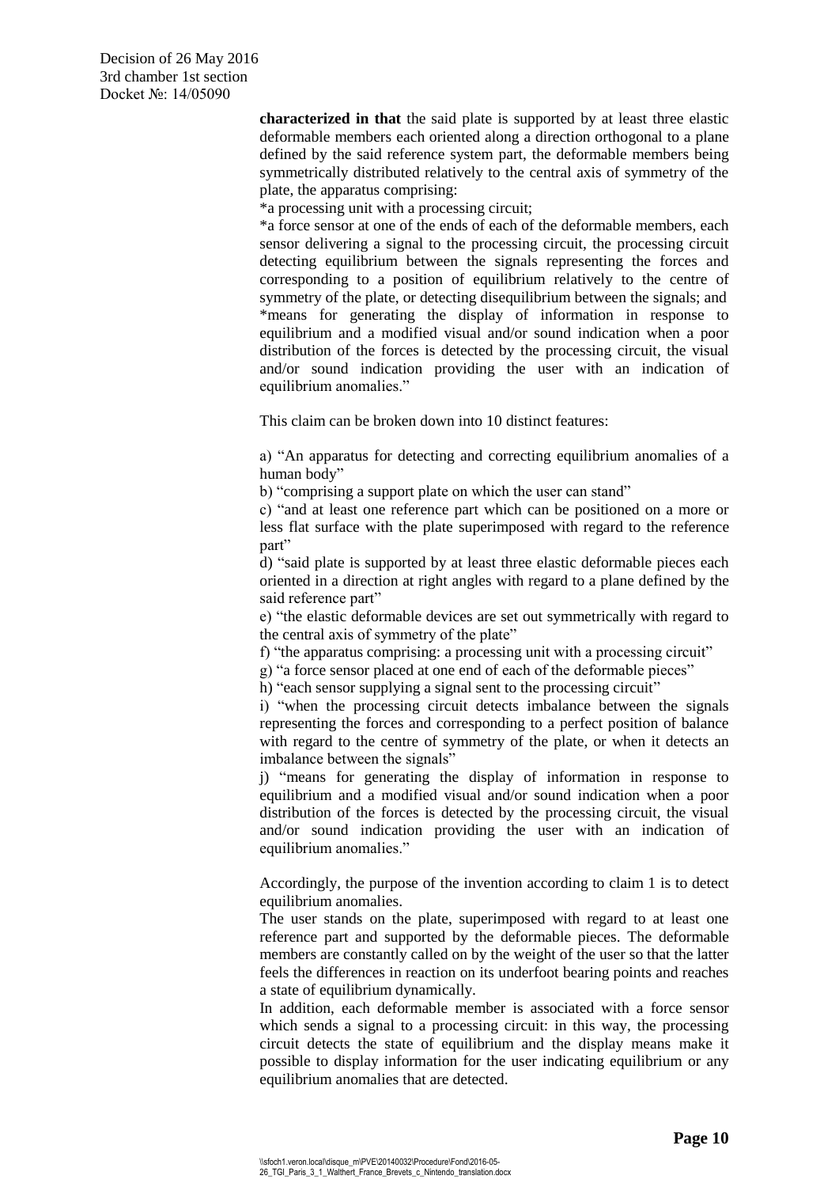**characterized in that** the said plate is supported by at least three elastic deformable members each oriented along a direction orthogonal to a plane defined by the said reference system part, the deformable members being symmetrically distributed relatively to the central axis of symmetry of the plate, the apparatus comprising:

*a processing unit with a processing circuit;

*a force sensor at one of the ends of each of the deformable members, each sensor delivering a signal to the processing circuit, the processing circuit detecting equilibrium between the signals representing the forces and corresponding to a position of equilibrium relatively to the centre of symmetry of the plate, or detecting disequilibrium between the signals; and

*means for generating the display of information in response to equilibrium and a modified visual and/or sound indication when a poor distribution of the forces is detected by the processing circuit, the visual and/or sound indication providing the user with an indication of equilibrium anomalies."

This claim can be broken down into 10 distinct features:

a) "An apparatus for detecting and correcting equilibrium anomalies of a human body"

b) "comprising a support plate on which the user can stand"

c) "and at least one reference part which can be positioned on a more or less flat surface with the plate superimposed with regard to the reference part"

d) "said plate is supported by at least three elastic deformable pieces each oriented in a direction at right angles with regard to a plane defined by the said reference part"

e) "the elastic deformable devices are set out symmetrically with regard to the central axis of symmetry of the plate"

f) "the apparatus comprising: a processing unit with a processing circuit"

g) "a force sensor placed at one end of each of the deformable pieces"

h) "each sensor supplying a signal sent to the processing circuit"

i) "when the processing circuit detects imbalance between the signals representing the forces and corresponding to a perfect position of balance with regard to the centre of symmetry of the plate, or when it detects an imbalance between the signals"

j) "means for generating the display of information in response to equilibrium and a modified visual and/or sound indication when a poor distribution of the forces is detected by the processing circuit, the visual and/or sound indication providing the user with an indication of equilibrium anomalies."

Accordingly, the purpose of the invention according to claim 1 is to detect equilibrium anomalies.

The user stands on the plate, superimposed with regard to at least one reference part and supported by the deformable pieces. The deformable members are constantly called on by the weight of the user so that the latter feels the differences in reaction on its underfoot bearing points and reaches a state of equilibrium dynamically.

In addition, each deformable member is associated with a force sensor which sends a signal to a processing circuit: in this way, the processing circuit detects the state of equilibrium and the display means make it possible to display information for the user indicating equilibrium or any equilibrium anomalies that are detected.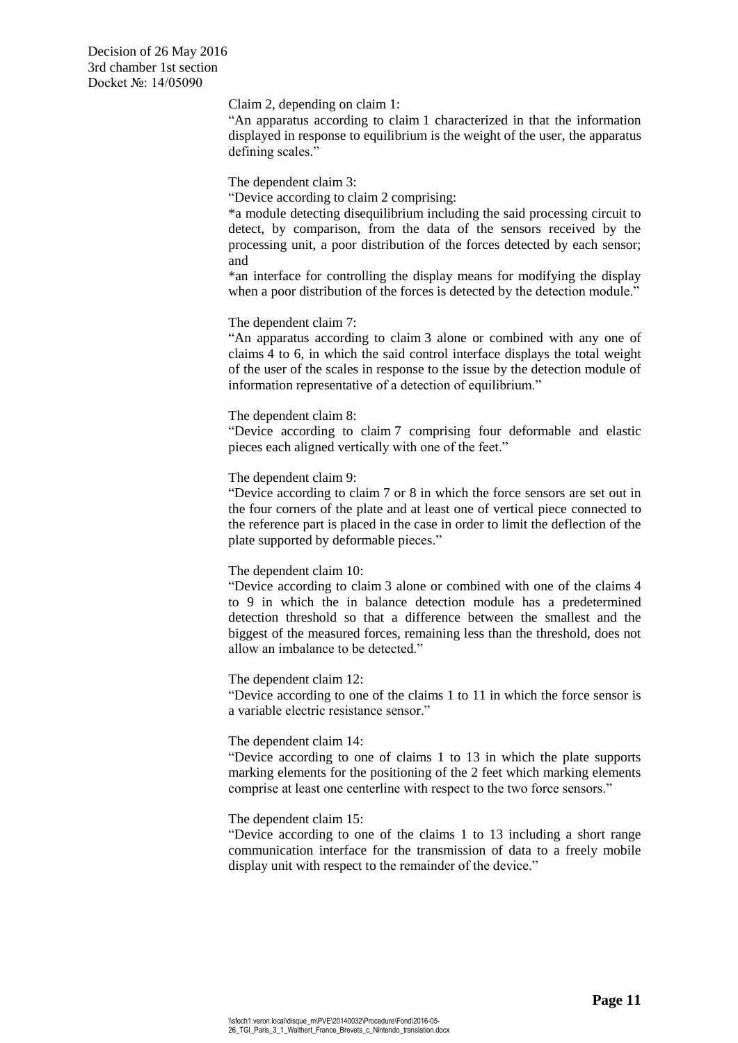Claim 2, depending on claim 1:

"An apparatus according to claim 1 characterized in that the information displayed in response to equilibrium is the weight of the user, the apparatus defining scales."

The dependent claim 3:

"Device according to claim 2 comprising:

*a module detecting disequilibrium including the said processing circuit to detect, by comparison, from the data of the sensors received by the processing unit, a poor distribution of the forces detected by each sensor; and

*an interface for controlling the display means for modifying the display when a poor distribution of the forces is detected by the detection module."

The dependent claim 7:

"An apparatus according to claim 3 alone or combined with any one of claims 4 to 6, in which the said control interface displays the total weight of the user of the scales in response to the issue by the detection module of information representative of a detection of equilibrium."

The dependent claim 8:

"Device according to claim 7 comprising four deformable and elastic pieces each aligned vertically with one of the feet."

The dependent claim 9:

"Device according to claim 7 or 8 in which the force sensors are set out in the four corners of the plate and at least one of vertical piece connected to the reference part is placed in the case in order to limit the deflection of the plate supported by deformable pieces."

The dependent claim 10:

"Device according to claim 3 alone or combined with one of the claims 4 to 9 in which the in balance detection module has a predetermined detection threshold so that a difference between the smallest and the biggest of the measured forces, remaining less than the threshold, does not allow an imbalance to be detected."

The dependent claim 12:

"Device according to one of the claims 1 to 11 in which the force sensor is a variable electric resistance sensor."

The dependent claim 14:

"Device according to one of claims 1 to 13 in which the plate supports marking elements for the positioning of the 2 feet which marking elements comprise at least one centerline with respect to the two force sensors."

The dependent claim 15:

"Device according to one of the claims 1 to 13 including a short range communication interface for the transmission of data to a freely mobile display unit with respect to the remainder of the device."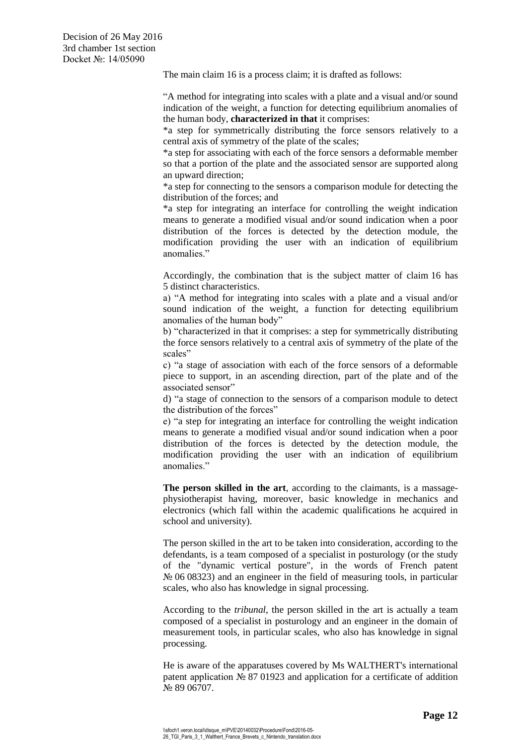The main claim 16 is a process claim; it is drafted as follows:

"A method for integrating into scales with a plate and a visual and/or sound indication of the weight, a function for detecting equilibrium anomalies of the human body, **characterized in that** it comprises:
*a step for symmetrically distributing the force sensors relatively to a central axis of symmetry of the plate of the scales;
*a step for associating with each of the force sensors a deformable member so that a portion of the plate and the associated sensor are supported along an upward direction;
*a step for connecting to the sensors a comparison module for detecting the distribution of the forces; and
*a step for integrating an interface for controlling the weight indication means to generate a modified visual and/or sound indication when a poor distribution of the forces is detected by the detection module, the modification providing the user with an indication of equilibrium anomalies."

Accordingly, the combination that is the subject matter of claim 16 has 5 distinct characteristics.

a) "A method for integrating into scales with a plate and a visual and/or sound indication of the weight, a function for detecting equilibrium anomalies of the human body"
b) "characterized in that it comprises: a step for symmetrically distributing the force sensors relatively to a central axis of symmetry of the plate of the scales"
c) "a stage of association with each of the force sensors of a deformable piece to support, in an ascending direction, part of the plate and of the associated sensor"
d) "a stage of connection to the sensors of a comparison module to detect the distribution of the forces"
e) "a step for integrating an interface for controlling the weight indication means to generate a modified visual and/or sound indication when a poor distribution of the forces is detected by the detection module, the modification providing the user with an indication of equilibrium anomalies."

**The person skilled in the art**, according to the claimants, is a massage-physiotherapist having, moreover, basic knowledge in mechanics and electronics (which fall within the academic qualifications he acquired in school and university).

The person skilled in the art to be taken into consideration, according to the defendants, is a team composed of a specialist in posturology (or the study of the "dynamic vertical posture", in the words of French patent № 06 08323) and an engineer in the field of measuring tools, in particular scales, who also has knowledge in signal processing.

According to the *tribunal*, the person skilled in the art is actually a team composed of a specialist in posturology and an engineer in the domain of measurement tools, in particular scales, who also has knowledge in signal processing.

He is aware of the apparatuses covered by Ms WALTHERT's international patent application № 87 01923 and application for a certificate of addition № 89 06707.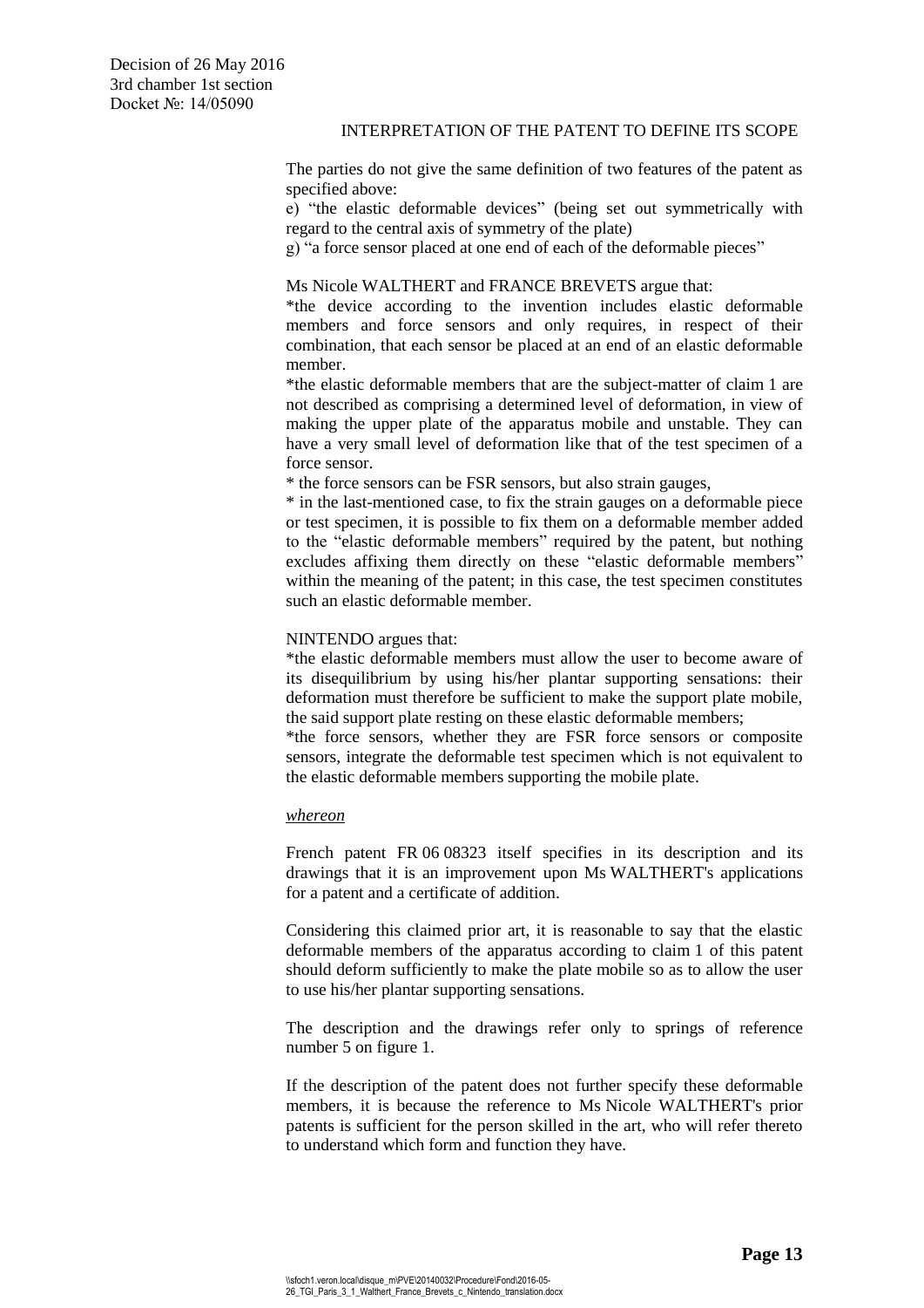## INTERPRETATION OF THE PATENT TO DEFINE ITS SCOPE

The parties do not give the same definition of two features of the patent as specified above:

e) "the elastic deformable devices" (being set out symmetrically with regard to the central axis of symmetry of the plate)

g) "a force sensor placed at one end of each of the deformable pieces"

Ms Nicole WALTHERT and FRANCE BREVETS argue that:

*the device according to the invention includes elastic deformable members and force sensors and only requires, in respect of their combination, that each sensor be placed at an end of an elastic deformable member.

*the elastic deformable members that are the subject-matter of claim 1 are not described as comprising a determined level of deformation, in view of making the upper plate of the apparatus mobile and unstable. They can have a very small level of deformation like that of the test specimen of a force sensor.

* the force sensors can be FSR sensors, but also strain gauges,

* in the last-mentioned case, to fix the strain gauges on a deformable piece or test specimen, it is possible to fix them on a deformable member added to the "elastic deformable members" required by the patent, but nothing excludes affixing them directly on these "elastic deformable members" within the meaning of the patent; in this case, the test specimen constitutes such an elastic deformable member.

NINTENDO argues that:

*the elastic deformable members must allow the user to become aware of its disequilibrium by using his/her plantar supporting sensations: their deformation must therefore be sufficient to make the support plate mobile, the said support plate resting on these elastic deformable members;

*the force sensors, whether they are FSR force sensors or composite sensors, integrate the deformable test specimen which is not equivalent to the elastic deformable members supporting the mobile plate.

*whereon*

French patent FR 06 08323 itself specifies in its description and its drawings that it is an improvement upon Ms WALTHERT's applications for a patent and a certificate of addition.

Considering this claimed prior art, it is reasonable to say that the elastic deformable members of the apparatus according to claim 1 of this patent should deform sufficiently to make the plate mobile so as to allow the user to use his/her plantar supporting sensations.

The description and the drawings refer only to springs of reference number 5 on figure 1.

If the description of the patent does not further specify these deformable members, it is because the reference to Ms Nicole WALTHERT's prior patents is sufficient for the person skilled in the art, who will refer thereto to understand which form and function they have.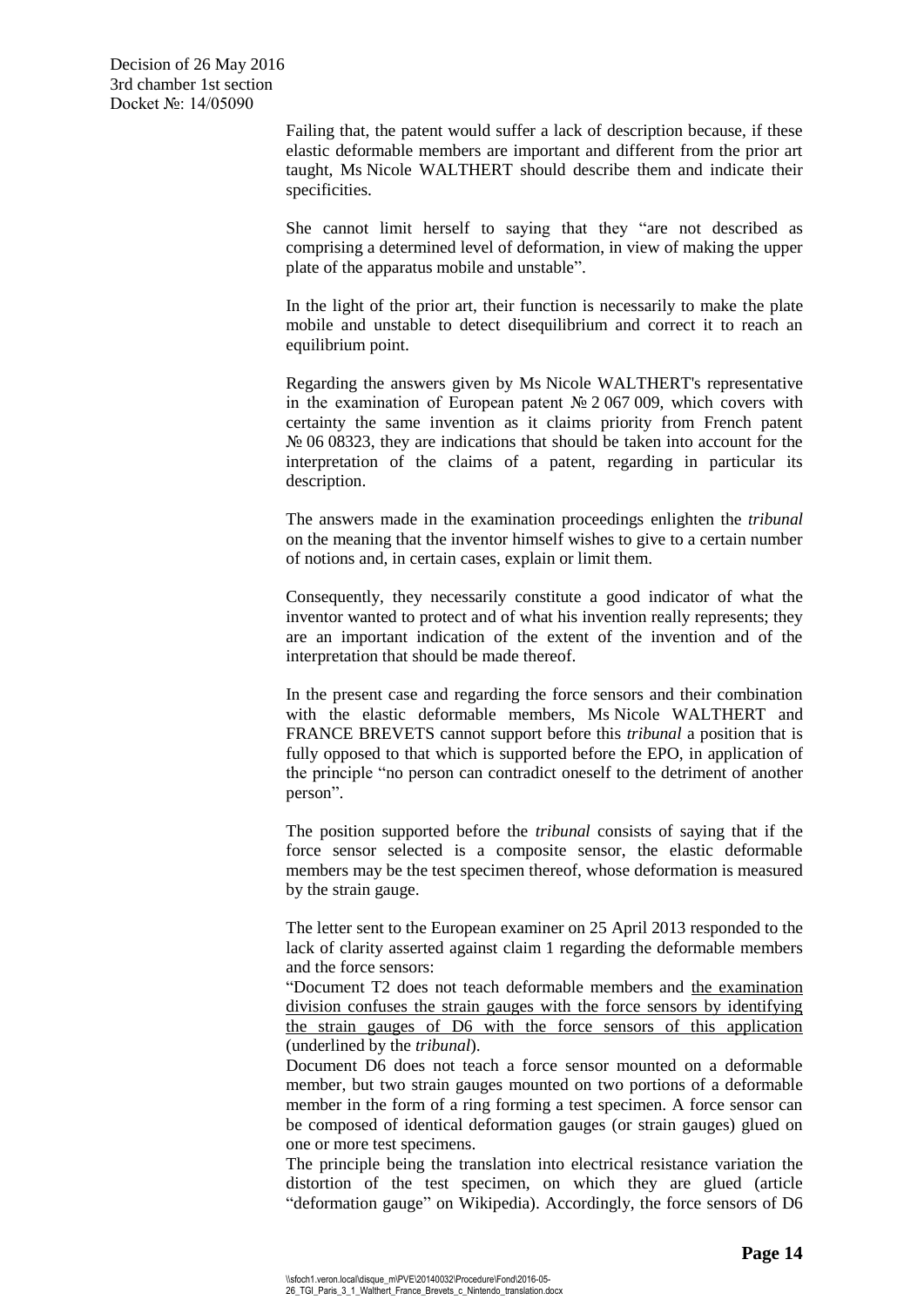Failing that, the patent would suffer a lack of description because, if these elastic deformable members are important and different from the prior art taught, Ms Nicole WALTHERT should describe them and indicate their specificities.

She cannot limit herself to saying that they "are not described as comprising a determined level of deformation, in view of making the upper plate of the apparatus mobile and unstable".

In the light of the prior art, their function is necessarily to make the plate mobile and unstable to detect disequilibrium and correct it to reach an equilibrium point.

Regarding the answers given by Ms Nicole WALTHERT's representative in the examination of European patent № 2 067 009, which covers with certainty the same invention as it claims priority from French patent № 06 08323, they are indications that should be taken into account for the interpretation of the claims of a patent, regarding in particular its description.

The answers made in the examination proceedings enlighten the *tribunal* on the meaning that the inventor himself wishes to give to a certain number of notions and, in certain cases, explain or limit them.

Consequently, they necessarily constitute a good indicator of what the inventor wanted to protect and of what his invention really represents; they are an important indication of the extent of the invention and of the interpretation that should be made thereof.

In the present case and regarding the force sensors and their combination with the elastic deformable members, Ms Nicole WALTHERT and FRANCE BREVETS cannot support before this *tribunal* a position that is fully opposed to that which is supported before the EPO, in application of the principle "no person can contradict oneself to the detriment of another person".

The position supported before the *tribunal* consists of saying that if the force sensor selected is a composite sensor, the elastic deformable members may be the test specimen thereof, whose deformation is measured by the strain gauge.

The letter sent to the European examiner on 25 April 2013 responded to the lack of clarity asserted against claim 1 regarding the deformable members and the force sensors:
"Document T2 does not teach deformable members and <u>the examination division confuses the strain gauges with the force sensors by identifying the strain gauges of D6 with the force sensors of this application</u> (underlined by the *tribunal*).
Document D6 does not teach a force sensor mounted on a deformable member, but two strain gauges mounted on two portions of a deformable member in the form of a ring forming a test specimen. A force sensor can be composed of identical deformation gauges (or strain gauges) glued on one or more test specimens.
The principle being the translation into electrical resistance variation the distortion of the test specimen, on which they are glued (article "deformation gauge" on Wikipedia). Accordingly, the force sensors of D6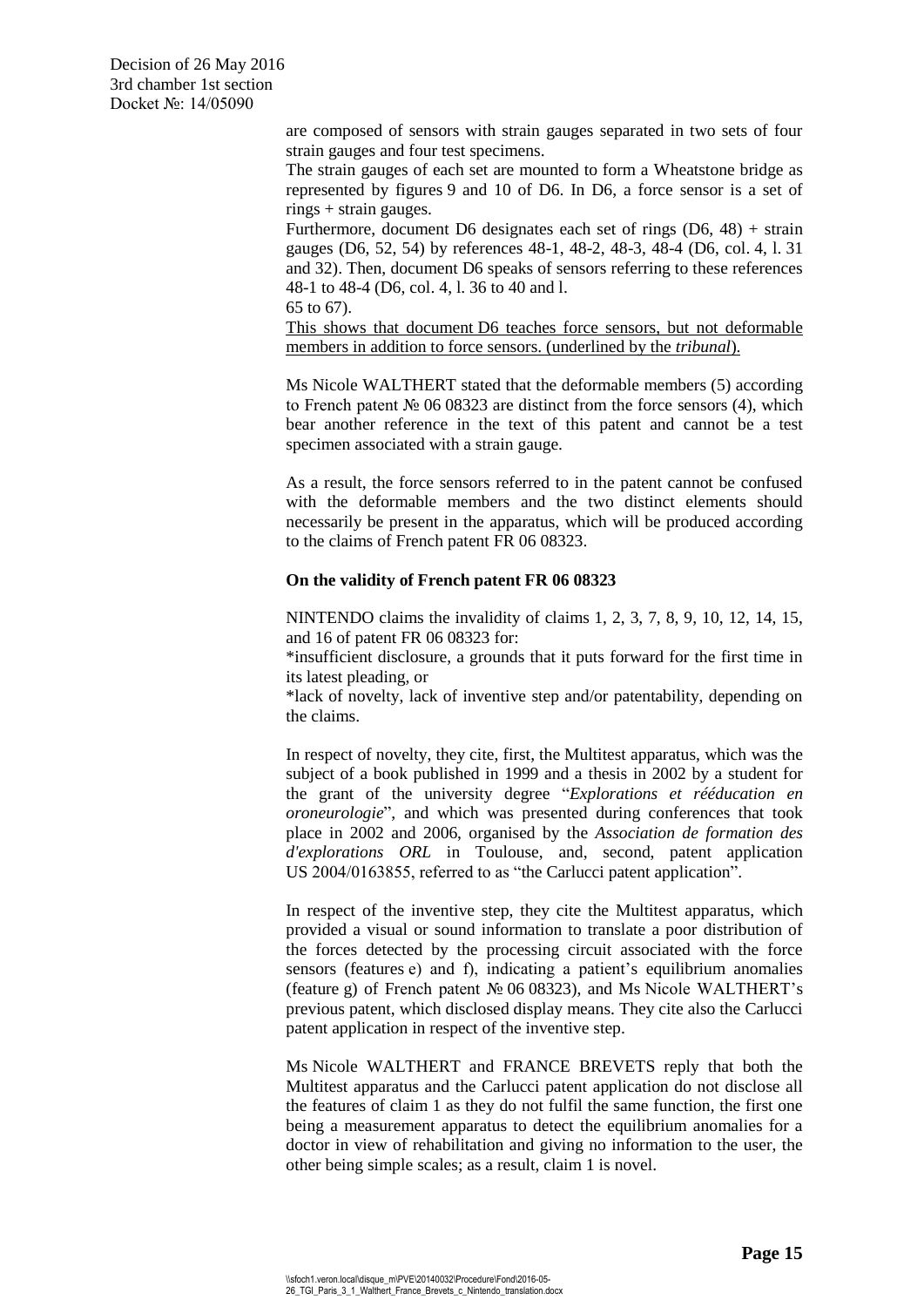are composed of sensors with strain gauges separated in two sets of four strain gauges and four test specimens.

The strain gauges of each set are mounted to form a Wheatstone bridge as represented by figures 9 and 10 of D6. In D6, a force sensor is a set of rings + strain gauges.

Furthermore, document D6 designates each set of rings (D6, 48) + strain gauges (D6, 52, 54) by references 48-1, 48-2, 48-3, 48-4 (D6, col. 4, l. 31 and 32). Then, document D6 speaks of sensors referring to these references 48-1 to 48-4 (D6, col. 4, l. 36 to 40 and l. 65 to 67).

<u>This shows that document D6 teaches force sensors, but not deformable members in addition to force sensors. (underlined by the *tribunal*).</u>

Ms Nicole WALTHERT stated that the deformable members (5) according to French patent № 06 08323 are distinct from the force sensors (4), which bear another reference in the text of this patent and cannot be a test specimen associated with a strain gauge.

As a result, the force sensors referred to in the patent cannot be confused with the deformable members and the two distinct elements should necessarily be present in the apparatus, which will be produced according to the claims of French patent FR 06 08323.

**On the validity of French patent FR 06 08323**

NINTENDO claims the invalidity of claims 1, 2, 3, 7, 8, 9, 10, 12, 14, 15, and 16 of patent FR 06 08323 for:

*insufficient disclosure, a grounds that it puts forward for the first time in its latest pleading, or

*lack of novelty, lack of inventive step and/or patentability, depending on the claims.

In respect of novelty, they cite, first, the Multitest apparatus, which was the subject of a book published in 1999 and a thesis in 2002 by a student for the grant of the university degree "*Explorations et rééducation en oroneurologie*", and which was presented during conferences that took place in 2002 and 2006, organised by the *Association de formation des d'explorations ORL* in Toulouse, and, second, patent application US 2004/0163855, referred to as "the Carlucci patent application".

In respect of the inventive step, they cite the Multitest apparatus, which provided a visual or sound information to translate a poor distribution of the forces detected by the processing circuit associated with the force sensors (features e) and f), indicating a patient's equilibrium anomalies (feature g) of French patent № 06 08323), and Ms Nicole WALTHERT's previous patent, which disclosed display means. They cite also the Carlucci patent application in respect of the inventive step.

Ms Nicole WALTHERT and FRANCE BREVETS reply that both the Multitest apparatus and the Carlucci patent application do not disclose all the features of claim 1 as they do not fulfil the same function, the first one being a measurement apparatus to detect the equilibrium anomalies for a doctor in view of rehabilitation and giving no information to the user, the other being simple scales; as a result, claim 1 is novel.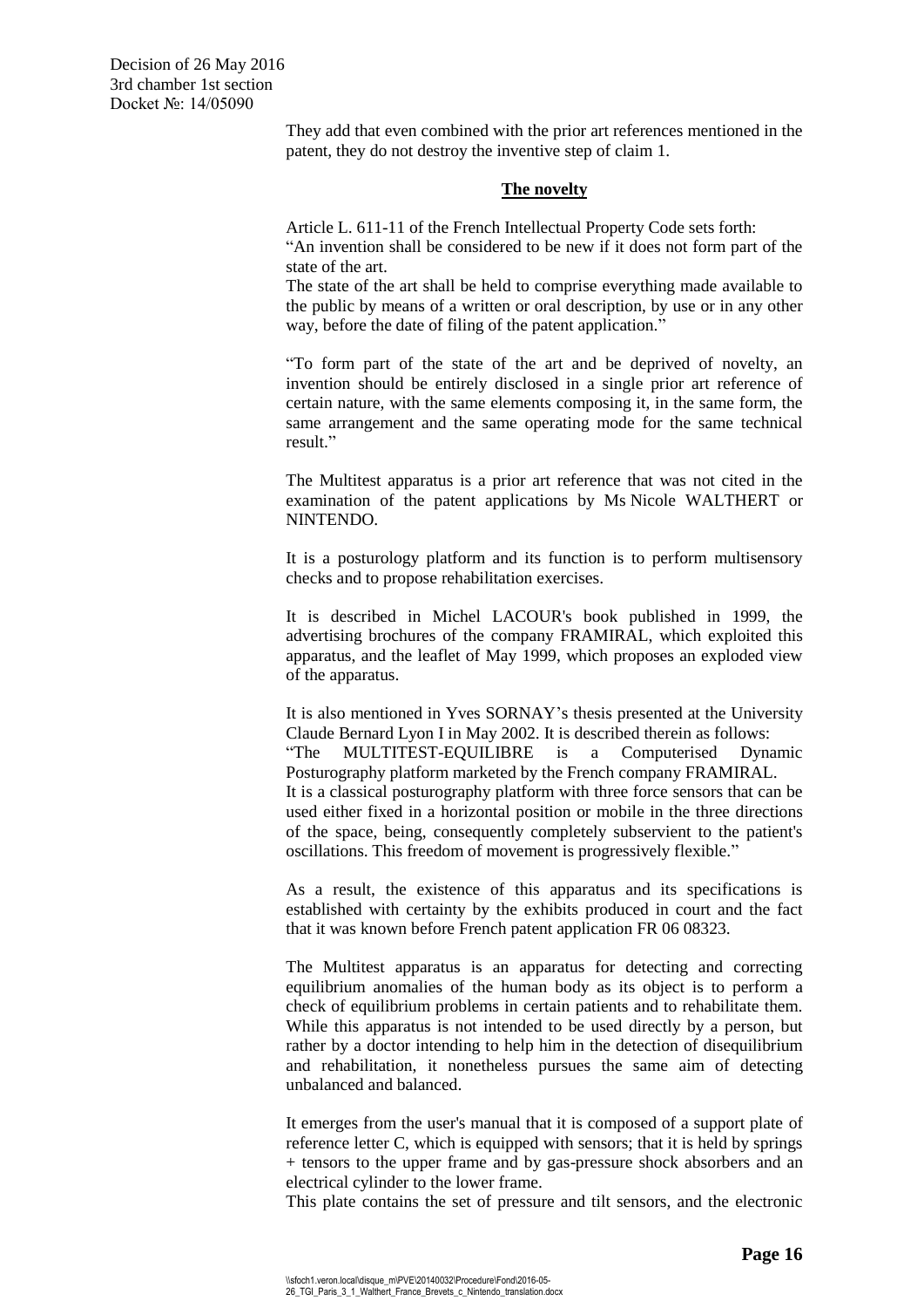They add that even combined with the prior art references mentioned in the patent, they do not destroy the inventive step of claim 1.

## The novelty

Article L. 611-11 of the French Intellectual Property Code sets forth:
"An invention shall be considered to be new if it does not form part of the state of the art.
The state of the art shall be held to comprise everything made available to the public by means of a written or oral description, by use or in any other way, before the date of filing of the patent application."

"To form part of the state of the art and be deprived of novelty, an invention should be entirely disclosed in a single prior art reference of certain nature, with the same elements composing it, in the same form, the same arrangement and the same operating mode for the same technical result."

The Multitest apparatus is a prior art reference that was not cited in the examination of the patent applications by Ms Nicole WALTHERT or NINTENDO.

It is a posturology platform and its function is to perform multisensory checks and to propose rehabilitation exercises.

It is described in Michel LACOUR's book published in 1999, the advertising brochures of the company FRAMIRAL, which exploited this apparatus, and the leaflet of May 1999, which proposes an exploded view of the apparatus.

It is also mentioned in Yves SORNAY's thesis presented at the University Claude Bernard Lyon I in May 2002. It is described therein as follows:
"The MULTITEST-EQUILIBRE is a Computerised Dynamic Posturography platform marketed by the French company FRAMIRAL.
It is a classical posturography platform with three force sensors that can be used either fixed in a horizontal position or mobile in the three directions of the space, being, consequently completely subservient to the patient's oscillations. This freedom of movement is progressively flexible."

As a result, the existence of this apparatus and its specifications is established with certainty by the exhibits produced in court and the fact that it was known before French patent application FR 06 08323.

The Multitest apparatus is an apparatus for detecting and correcting equilibrium anomalies of the human body as its object is to perform a check of equilibrium problems in certain patients and to rehabilitate them. While this apparatus is not intended to be used directly by a person, but rather by a doctor intending to help him in the detection of disequilibrium and rehabilitation, it nonetheless pursues the same aim of detecting unbalanced and balanced.

It emerges from the user's manual that it is composed of a support plate of reference letter C, which is equipped with sensors; that it is held by springs + tensors to the upper frame and by gas-pressure shock absorbers and an electrical cylinder to the lower frame.
This plate contains the set of pressure and tilt sensors, and the electronic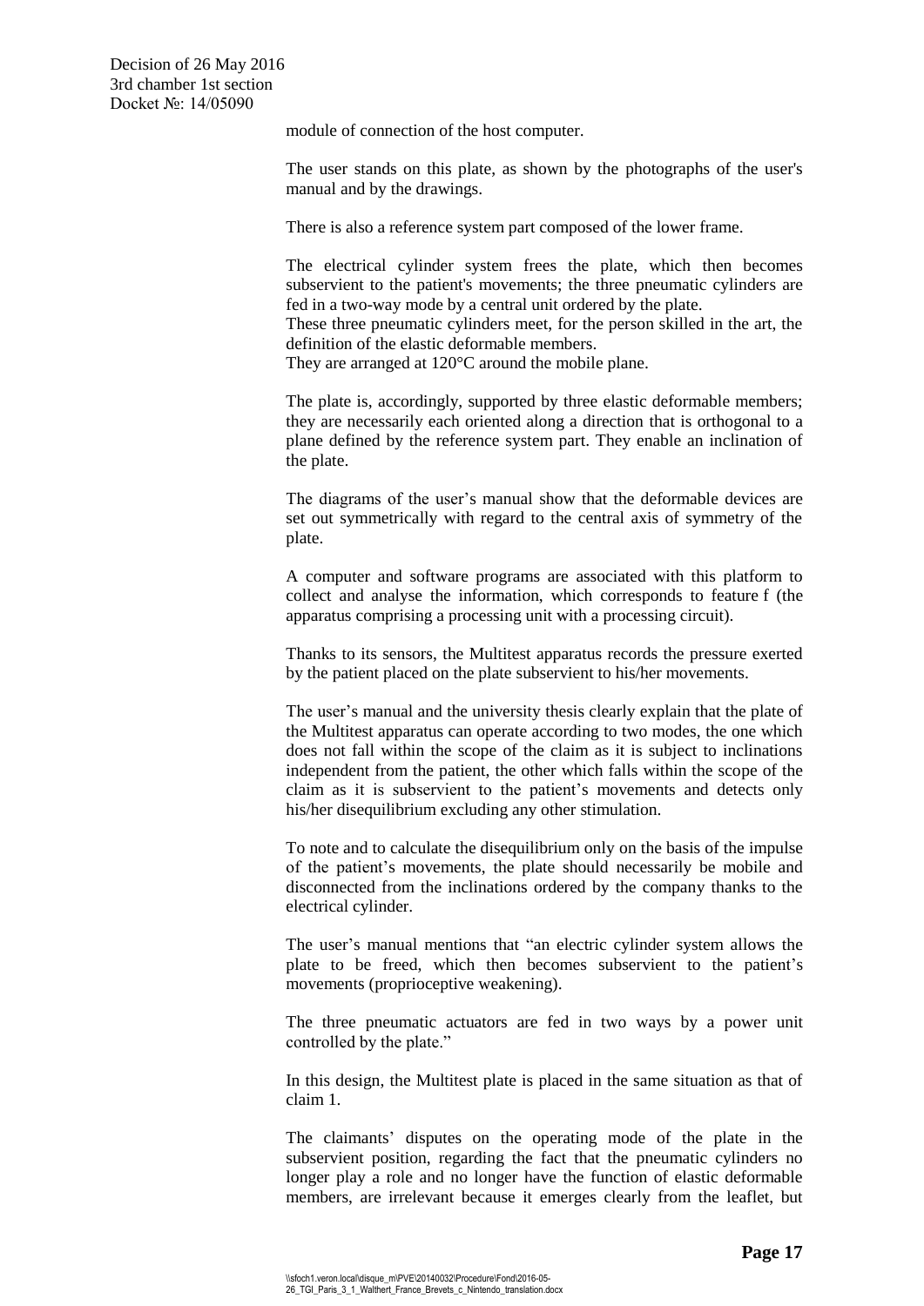module of connection of the host computer.

The user stands on this plate, as shown by the photographs of the user's manual and by the drawings.

There is also a reference system part composed of the lower frame.

The electrical cylinder system frees the plate, which then becomes subservient to the patient's movements; the three pneumatic cylinders are fed in a two-way mode by a central unit ordered by the plate.
These three pneumatic cylinders meet, for the person skilled in the art, the definition of the elastic deformable members.
They are arranged at 120°C around the mobile plane.

The plate is, accordingly, supported by three elastic deformable members; they are necessarily each oriented along a direction that is orthogonal to a plane defined by the reference system part. They enable an inclination of the plate.

The diagrams of the user's manual show that the deformable devices are set out symmetrically with regard to the central axis of symmetry of the plate.

A computer and software programs are associated with this platform to collect and analyse the information, which corresponds to feature f (the apparatus comprising a processing unit with a processing circuit).

Thanks to its sensors, the Multitest apparatus records the pressure exerted by the patient placed on the plate subservient to his/her movements.

The user's manual and the university thesis clearly explain that the plate of the Multitest apparatus can operate according to two modes, the one which does not fall within the scope of the claim as it is subject to inclinations independent from the patient, the other which falls within the scope of the claim as it is subservient to the patient's movements and detects only his/her disequilibrium excluding any other stimulation.

To note and to calculate the disequilibrium only on the basis of the impulse of the patient's movements, the plate should necessarily be mobile and disconnected from the inclinations ordered by the company thanks to the electrical cylinder.

The user's manual mentions that "an electric cylinder system allows the plate to be freed, which then becomes subservient to the patient's movements (proprioceptive weakening).

The three pneumatic actuators are fed in two ways by a power unit controlled by the plate."

In this design, the Multitest plate is placed in the same situation as that of claim 1.

The claimants' disputes on the operating mode of the plate in the subservient position, regarding the fact that the pneumatic cylinders no longer play a role and no longer have the function of elastic deformable members, are irrelevant because it emerges clearly from the leaflet, but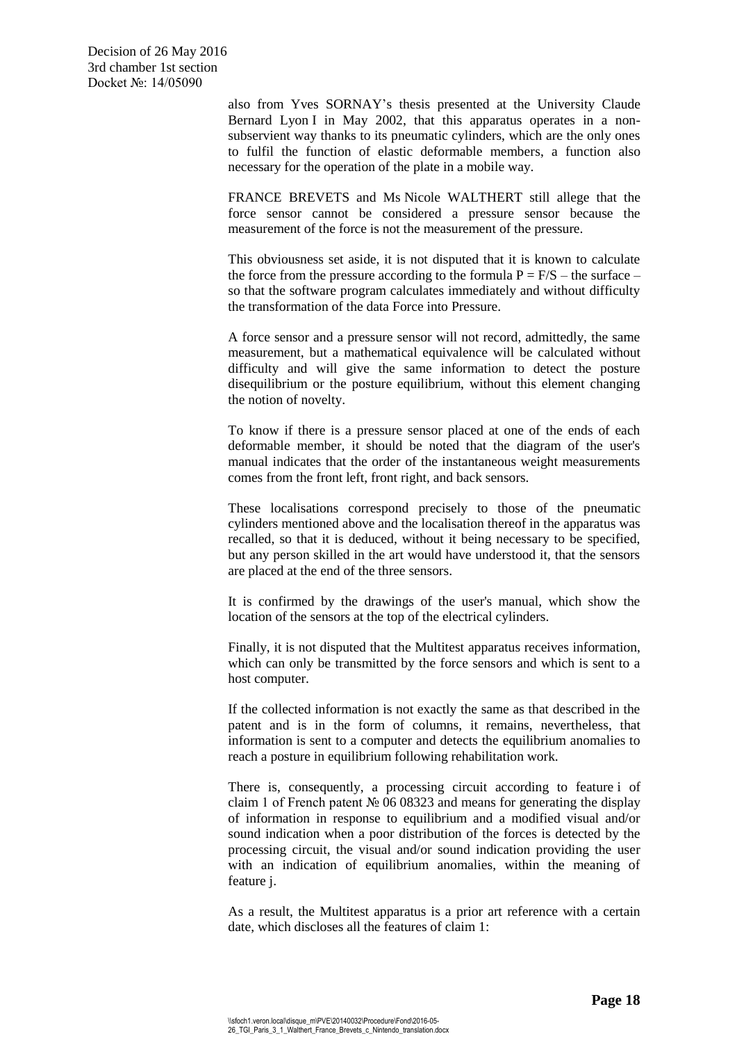also from Yves SORNAY's thesis presented at the University Claude Bernard Lyon I in May 2002, that this apparatus operates in a non-subservient way thanks to its pneumatic cylinders, which are the only ones to fulfil the function of elastic deformable members, a function also necessary for the operation of the plate in a mobile way.

FRANCE BREVETS and Ms Nicole WALTHERT still allege that the force sensor cannot be considered a pressure sensor because the measurement of the force is not the measurement of the pressure.

This obviousness set aside, it is not disputed that it is known to calculate the force from the pressure according to the formula $P = F/S$ – the surface – so that the software program calculates immediately and without difficulty the transformation of the data Force into Pressure.

A force sensor and a pressure sensor will not record, admittedly, the same measurement, but a mathematical equivalence will be calculated without difficulty and will give the same information to detect the posture disequilibrium or the posture equilibrium, without this element changing the notion of novelty.

To know if there is a pressure sensor placed at one of the ends of each deformable member, it should be noted that the diagram of the user's manual indicates that the order of the instantaneous weight measurements comes from the front left, front right, and back sensors.

These localisations correspond precisely to those of the pneumatic cylinders mentioned above and the localisation thereof in the apparatus was recalled, so that it is deduced, without it being necessary to be specified, but any person skilled in the art would have understood it, that the sensors are placed at the end of the three sensors.

It is confirmed by the drawings of the user's manual, which show the location of the sensors at the top of the electrical cylinders.

Finally, it is not disputed that the Multitest apparatus receives information, which can only be transmitted by the force sensors and which is sent to a host computer.

If the collected information is not exactly the same as that described in the patent and is in the form of columns, it remains, nevertheless, that information is sent to a computer and detects the equilibrium anomalies to reach a posture in equilibrium following rehabilitation work.

There is, consequently, a processing circuit according to feature i of claim 1 of French patent № 06 08323 and means for generating the display of information in response to equilibrium and a modified visual and/or sound indication when a poor distribution of the forces is detected by the processing circuit, the visual and/or sound indication providing the user with an indication of equilibrium anomalies, within the meaning of feature j.

As a result, the Multitest apparatus is a prior art reference with a certain date, which discloses all the features of claim 1: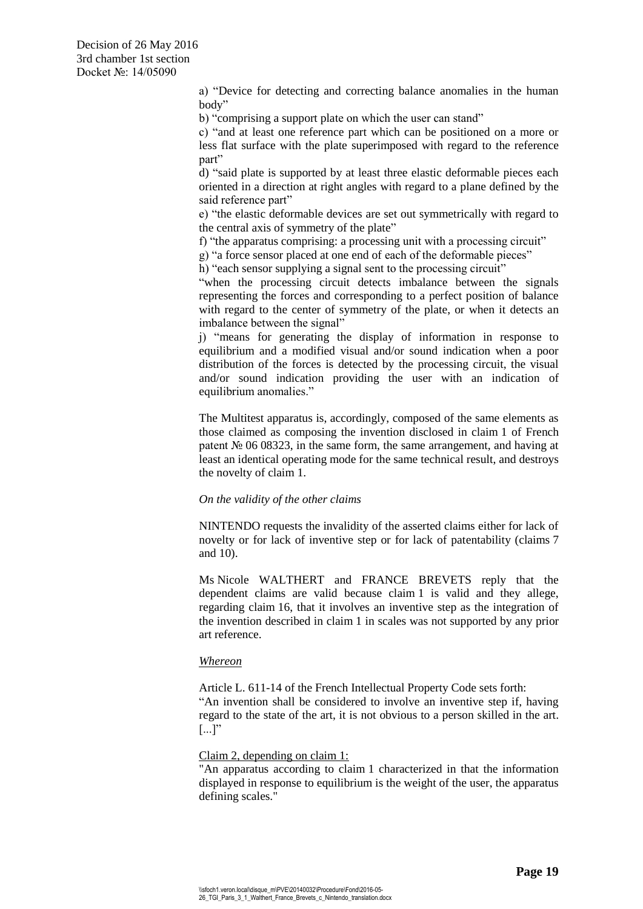a) "Device for detecting and correcting balance anomalies in the human body"

b) "comprising a support plate on which the user can stand"

c) "and at least one reference part which can be positioned on a more or less flat surface with the plate superimposed with regard to the reference part"

d) "said plate is supported by at least three elastic deformable pieces each oriented in a direction at right angles with regard to a plane defined by the said reference part"

e) "the elastic deformable devices are set out symmetrically with regard to the central axis of symmetry of the plate"

f) "the apparatus comprising: a processing unit with a processing circuit"

g) "a force sensor placed at one end of each of the deformable pieces"

h) "each sensor supplying a signal sent to the processing circuit"

"when the processing circuit detects imbalance between the signals representing the forces and corresponding to a perfect position of balance with regard to the center of symmetry of the plate, or when it detects an imbalance between the signal"

j) "means for generating the display of information in response to equilibrium and a modified visual and/or sound indication when a poor distribution of the forces is detected by the processing circuit, the visual and/or sound indication providing the user with an indication of equilibrium anomalies."

The Multitest apparatus is, accordingly, composed of the same elements as those claimed as composing the invention disclosed in claim 1 of French patent № 06 08323, in the same form, the same arrangement, and having at least an identical operating mode for the same technical result, and destroys the novelty of claim 1.

*On the validity of the other claims*

NINTENDO requests the invalidity of the asserted claims either for lack of novelty or for lack of inventive step or for lack of patentability (claims 7 and 10).

Ms Nicole WALTHERT and FRANCE BREVETS reply that the dependent claims are valid because claim 1 is valid and they allege, regarding claim 16, that it involves an inventive step as the integration of the invention described in claim 1 in scales was not supported by any prior art reference.

*Whereon*

Article L. 611-14 of the French Intellectual Property Code sets forth:
"An invention shall be considered to involve an inventive step if, having regard to the state of the art, it is not obvious to a person skilled in the art. [...]"

Claim 2, depending on claim 1:
"An apparatus according to claim 1 characterized in that the information displayed in response to equilibrium is the weight of the user, the apparatus defining scales."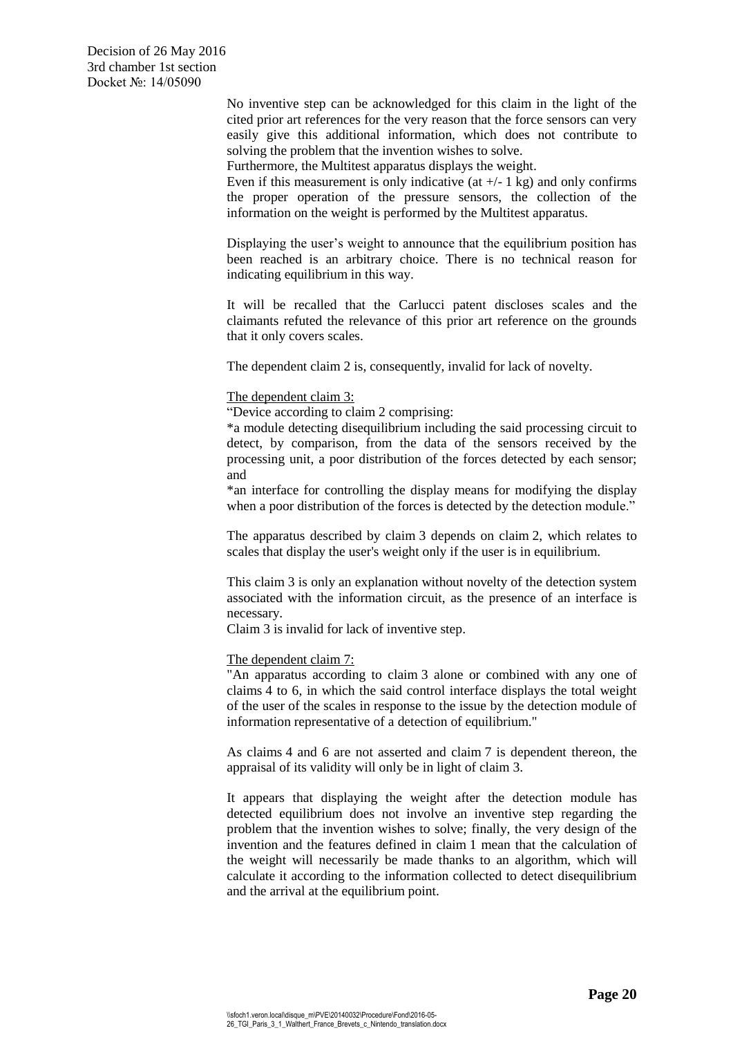No inventive step can be acknowledged for this claim in the light of the cited prior art references for the very reason that the force sensors can very easily give this additional information, which does not contribute to solving the problem that the invention wishes to solve.
Furthermore, the Multitest apparatus displays the weight.
Even if this measurement is only indicative (at +/- 1 kg) and only confirms the proper operation of the pressure sensors, the collection of the information on the weight is performed by the Multitest apparatus.

Displaying the user's weight to announce that the equilibrium position has been reached is an arbitrary choice. There is no technical reason for indicating equilibrium in this way.

It will be recalled that the Carlucci patent discloses scales and the claimants refuted the relevance of this prior art reference on the grounds that it only covers scales.

The dependent claim 2 is, consequently, invalid for lack of novelty.

The dependent claim 3:

"Device according to claim 2 comprising:
*a module detecting disequilibrium including the said processing circuit to detect, by comparison, from the data of the sensors received by the processing unit, a poor distribution of the forces detected by each sensor; and
*an interface for controlling the display means for modifying the display when a poor distribution of the forces is detected by the detection module."

The apparatus described by claim 3 depends on claim 2, which relates to scales that display the user's weight only if the user is in equilibrium.

This claim 3 is only an explanation without novelty of the detection system associated with the information circuit, as the presence of an interface is necessary.
Claim 3 is invalid for lack of inventive step.

The dependent claim 7:

"An apparatus according to claim 3 alone or combined with any one of claims 4 to 6, in which the said control interface displays the total weight of the user of the scales in response to the issue by the detection module of information representative of a detection of equilibrium."

As claims 4 and 6 are not asserted and claim 7 is dependent thereon, the appraisal of its validity will only be in light of claim 3.

It appears that displaying the weight after the detection module has detected equilibrium does not involve an inventive step regarding the problem that the invention wishes to solve; finally, the very design of the invention and the features defined in claim 1 mean that the calculation of the weight will necessarily be made thanks to an algorithm, which will calculate it according to the information collected to detect disequilibrium and the arrival at the equilibrium point.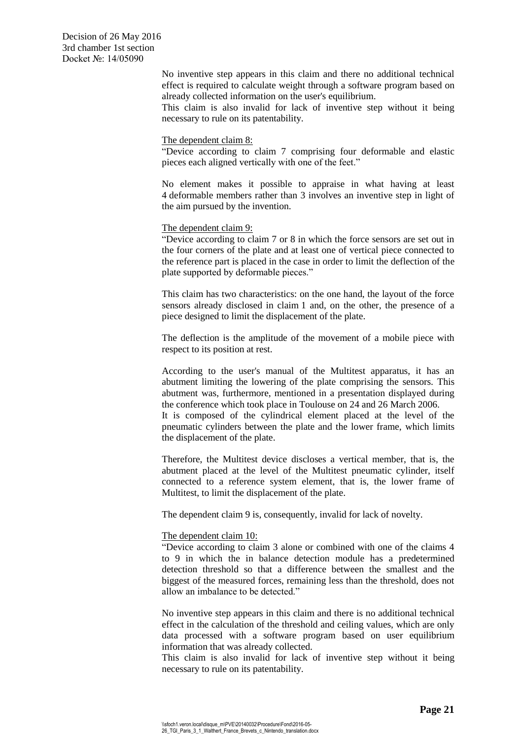No inventive step appears in this claim and there no additional technical effect is required to calculate weight through a software program based on already collected information on the user's equilibrium.
This claim is also invalid for lack of inventive step without it being necessary to rule on its patentability.

The dependent claim 8:
"Device according to claim 7 comprising four deformable and elastic pieces each aligned vertically with one of the feet."

No element makes it possible to appraise in what having at least 4 deformable members rather than 3 involves an inventive step in light of the aim pursued by the invention.

The dependent claim 9:
"Device according to claim 7 or 8 in which the force sensors are set out in the four corners of the plate and at least one of vertical piece connected to the reference part is placed in the case in order to limit the deflection of the plate supported by deformable pieces."

This claim has two characteristics: on the one hand, the layout of the force sensors already disclosed in claim 1 and, on the other, the presence of a piece designed to limit the displacement of the plate.

The deflection is the amplitude of the movement of a mobile piece with respect to its position at rest.

According to the user's manual of the Multitest apparatus, it has an abutment limiting the lowering of the plate comprising the sensors. This abutment was, furthermore, mentioned in a presentation displayed during the conference which took place in Toulouse on 24 and 26 March 2006.
It is composed of the cylindrical element placed at the level of the pneumatic cylinders between the plate and the lower frame, which limits the displacement of the plate.

Therefore, the Multitest device discloses a vertical member, that is, the abutment placed at the level of the Multitest pneumatic cylinder, itself connected to a reference system element, that is, the lower frame of Multitest, to limit the displacement of the plate.

The dependent claim 9 is, consequently, invalid for lack of novelty.

The dependent claim 10:
"Device according to claim 3 alone or combined with one of the claims 4 to 9 in which the in balance detection module has a predetermined detection threshold so that a difference between the smallest and the biggest of the measured forces, remaining less than the threshold, does not allow an imbalance to be detected."

No inventive step appears in this claim and there is no additional technical effect in the calculation of the threshold and ceiling values, which are only data processed with a software program based on user equilibrium information that was already collected.
This claim is also invalid for lack of inventive step without it being necessary to rule on its patentability.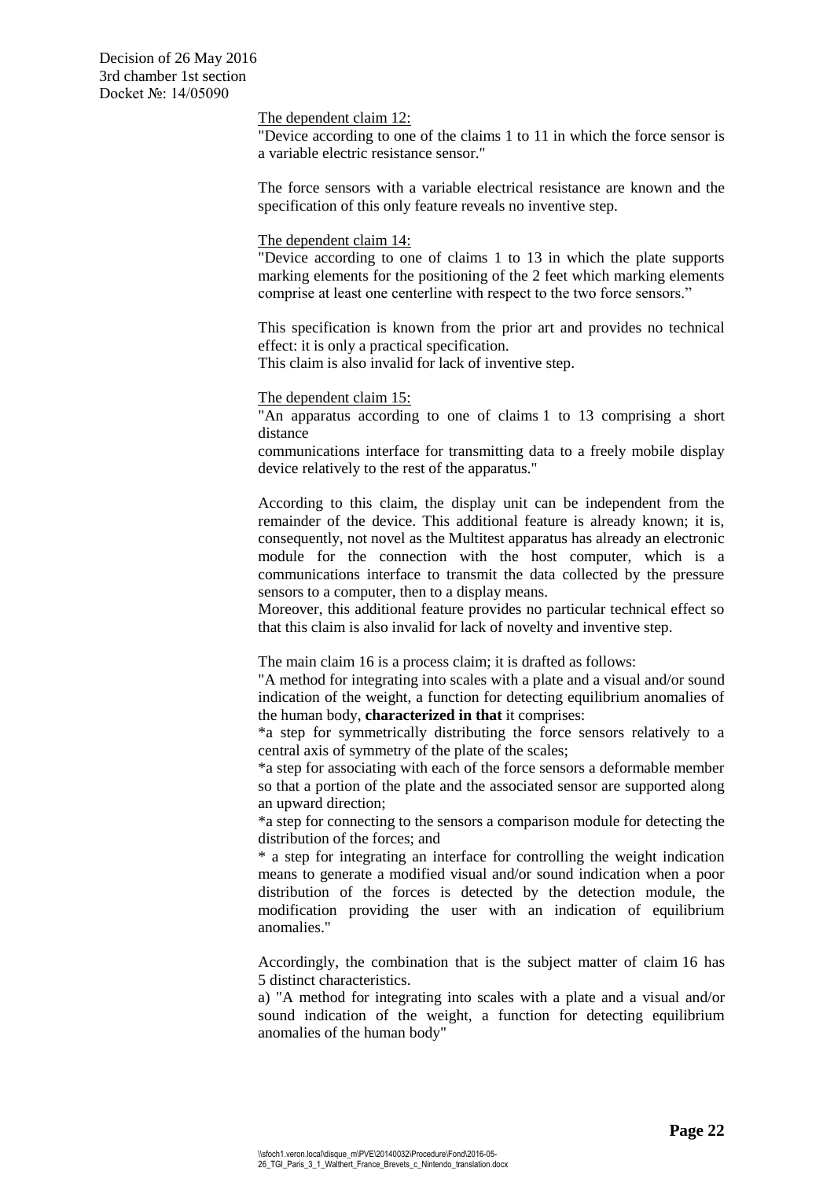The dependent claim 12:

"Device according to one of the claims 1 to 11 in which the force sensor is a variable electric resistance sensor."

The force sensors with a variable electrical resistance are known and the specification of this only feature reveals no inventive step.

The dependent claim 14:

"Device according to one of claims 1 to 13 in which the plate supports marking elements for the positioning of the 2 feet which marking elements comprise at least one centerline with respect to the two force sensors."

This specification is known from the prior art and provides no technical effect: it is only a practical specification.
This claim is also invalid for lack of inventive step.

The dependent claim 15:

"An apparatus according to one of claims 1 to 13 comprising a short distance
communications interface for transmitting data to a freely mobile display device relatively to the rest of the apparatus."

According to this claim, the display unit can be independent from the remainder of the device. This additional feature is already known; it is, consequently, not novel as the Multitest apparatus has already an electronic module for the connection with the host computer, which is a communications interface to transmit the data collected by the pressure sensors to a computer, then to a display means.
Moreover, this additional feature provides no particular technical effect so that this claim is also invalid for lack of novelty and inventive step.

The main claim 16 is a process claim; it is drafted as follows:

"A method for integrating into scales with a plate and a visual and/or sound indication of the weight, a function for detecting equilibrium anomalies of the human body, **characterized in that** it comprises:
*a step for symmetrically distributing the force sensors relatively to a central axis of symmetry of the plate of the scales;
*a step for associating with each of the force sensors a deformable member so that a portion of the plate and the associated sensor are supported along an upward direction;
*a step for connecting to the sensors a comparison module for detecting the distribution of the forces; and
* a step for integrating an interface for controlling the weight indication means to generate a modified visual and/or sound indication when a poor distribution of the forces is detected by the detection module, the modification providing the user with an indication of equilibrium anomalies."

Accordingly, the combination that is the subject matter of claim 16 has 5 distinct characteristics.

a) "A method for integrating into scales with a plate and a visual and/or sound indication of the weight, a function for detecting equilibrium anomalies of the human body"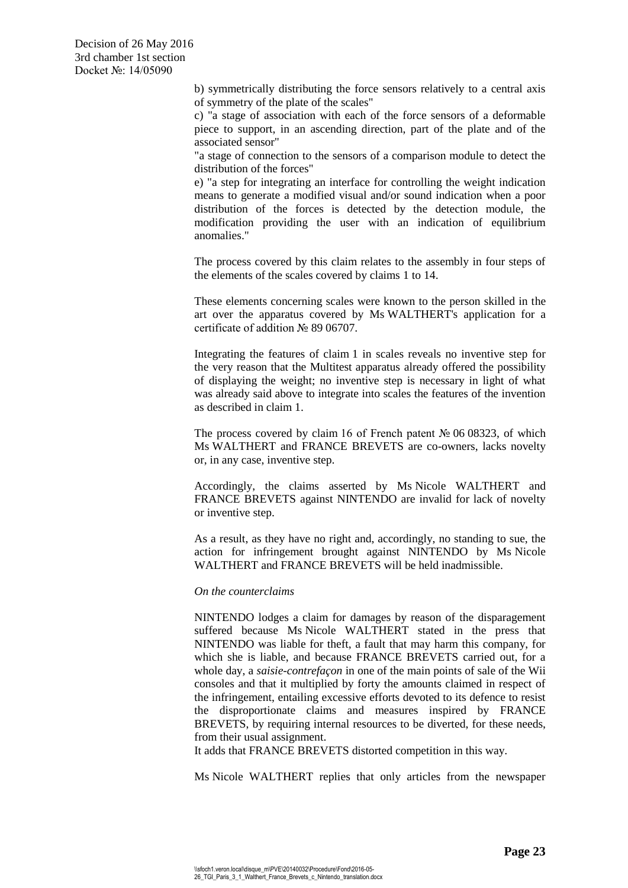b) symmetrically distributing the force sensors relatively to a central axis of symmetry of the plate of the scales"

c) "a stage of association with each of the force sensors of a deformable piece to support, in an ascending direction, part of the plate and of the associated sensor"

"a stage of connection to the sensors of a comparison module to detect the distribution of the forces"

e) "a step for integrating an interface for controlling the weight indication means to generate a modified visual and/or sound indication when a poor distribution of the forces is detected by the detection module, the modification providing the user with an indication of equilibrium anomalies."

The process covered by this claim relates to the assembly in four steps of the elements of the scales covered by claims 1 to 14.

These elements concerning scales were known to the person skilled in the art over the apparatus covered by Ms WALTHERT's application for a certificate of addition № 89 06707.

Integrating the features of claim 1 in scales reveals no inventive step for the very reason that the Multitest apparatus already offered the possibility of displaying the weight; no inventive step is necessary in light of what was already said above to integrate into scales the features of the invention as described in claim 1.

The process covered by claim 16 of French patent № 06 08323, of which Ms WALTHERT and FRANCE BREVETS are co-owners, lacks novelty or, in any case, inventive step.

Accordingly, the claims asserted by Ms Nicole WALTHERT and FRANCE BREVETS against NINTENDO are invalid for lack of novelty or inventive step.

As a result, as they have no right and, accordingly, no standing to sue, the action for infringement brought against NINTENDO by Ms Nicole WALTHERT and FRANCE BREVETS will be held inadmissible.

*On the counterclaims*

NINTENDO lodges a claim for damages by reason of the disparagement suffered because Ms Nicole WALTHERT stated in the press that NINTENDO was liable for theft, a fault that may harm this company, for which she is liable, and because FRANCE BREVETS carried out, for a whole day, a *saisie-contrefaçon* in one of the main points of sale of the Wii consoles and that it multiplied by forty the amounts claimed in respect of the infringement, entailing excessive efforts devoted to its defence to resist the disproportionate claims and measures inspired by FRANCE BREVETS, by requiring internal resources to be diverted, for these needs, from their usual assignment.

It adds that FRANCE BREVETS distorted competition in this way.

Ms Nicole WALTHERT replies that only articles from the newspaper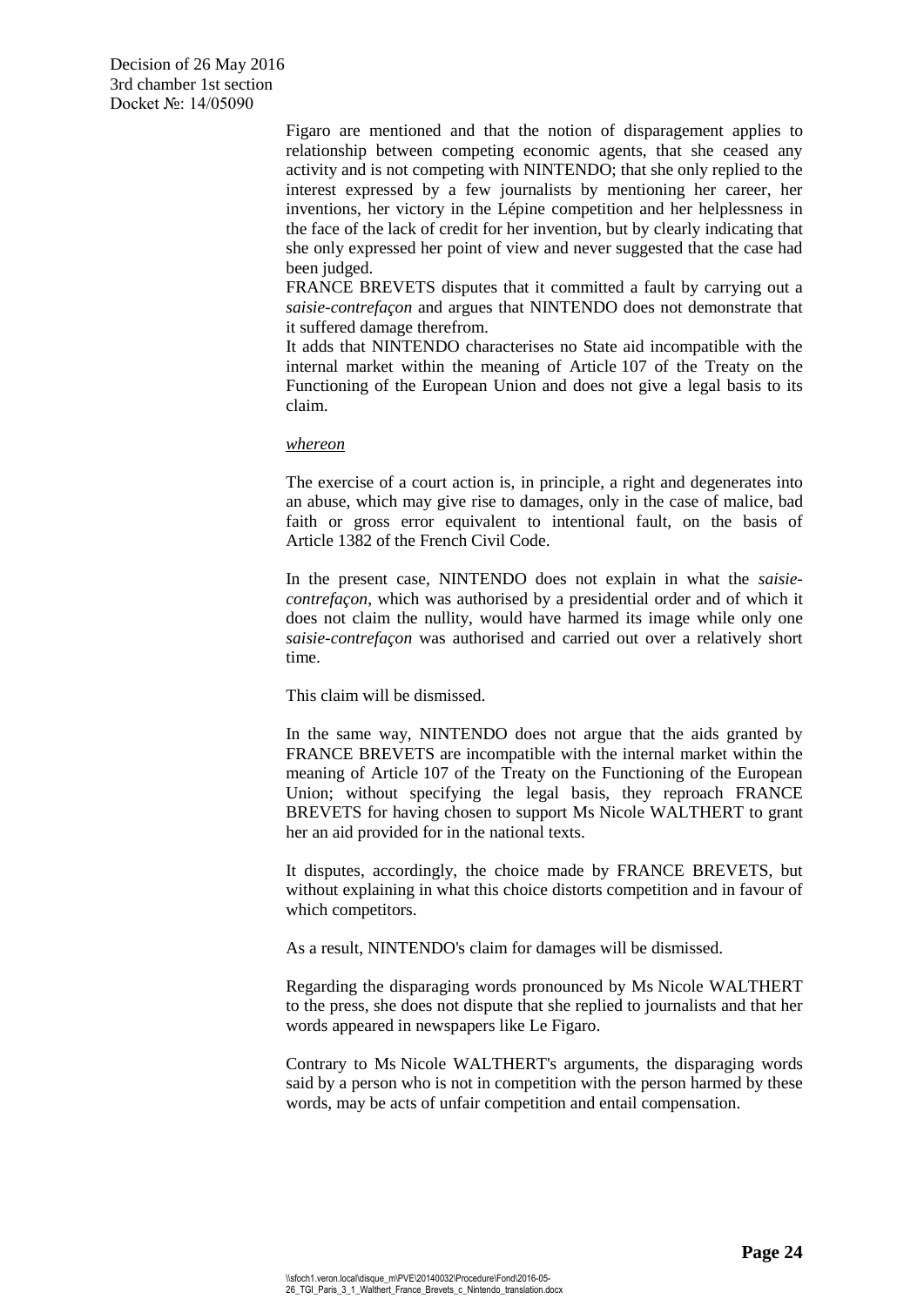Figaro are mentioned and that the notion of disparagement applies to relationship between competing economic agents, that she ceased any activity and is not competing with NINTENDO; that she only replied to the interest expressed by a few journalists by mentioning her career, her inventions, her victory in the Lépine competition and her helplessness in the face of the lack of credit for her invention, but by clearly indicating that she only expressed her point of view and never suggested that the case had been judged.

FRANCE BREVETS disputes that it committed a fault by carrying out a *saisie-contrefaçon* and argues that NINTENDO does not demonstrate that it suffered damage therefrom.

It adds that NINTENDO characterises no State aid incompatible with the internal market within the meaning of Article 107 of the Treaty on the Functioning of the European Union and does not give a legal basis to its claim.

*whereon*

The exercise of a court action is, in principle, a right and degenerates into an abuse, which may give rise to damages, only in the case of malice, bad faith or gross error equivalent to intentional fault, on the basis of Article 1382 of the French Civil Code.

In the present case, NINTENDO does not explain in what the *saisie-contrefaçon*, which was authorised by a presidential order and of which it does not claim the nullity, would have harmed its image while only one *saisie-contrefaçon* was authorised and carried out over a relatively short time.

This claim will be dismissed.

In the same way, NINTENDO does not argue that the aids granted by FRANCE BREVETS are incompatible with the internal market within the meaning of Article 107 of the Treaty on the Functioning of the European Union; without specifying the legal basis, they reproach FRANCE BREVETS for having chosen to support Ms Nicole WALTHERT to grant her an aid provided for in the national texts.

It disputes, accordingly, the choice made by FRANCE BREVETS, but without explaining in what this choice distorts competition and in favour of which competitors.

As a result, NINTENDO's claim for damages will be dismissed.

Regarding the disparaging words pronounced by Ms Nicole WALTHERT to the press, she does not dispute that she replied to journalists and that her words appeared in newspapers like Le Figaro.

Contrary to Ms Nicole WALTHERT's arguments, the disparaging words said by a person who is not in competition with the person harmed by these words, may be acts of unfair competition and entail compensation.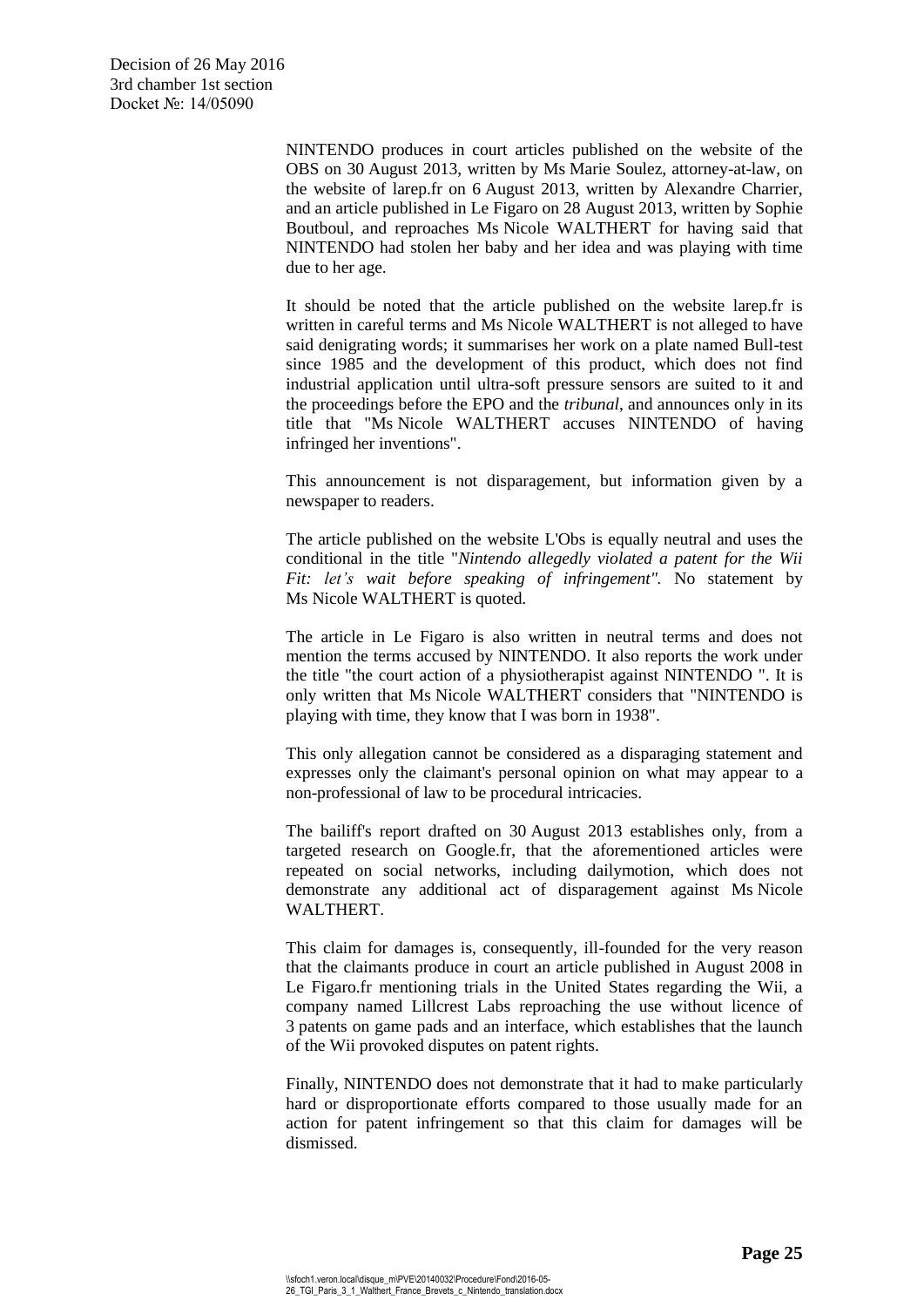NINTENDO produces in court articles published on the website of the OBS on 30 August 2013, written by Ms Marie Soulez, attorney-at-law, on the website of larep.fr on 6 August 2013, written by Alexandre Charrier, and an article published in Le Figaro on 28 August 2013, written by Sophie Boutboul, and reproaches Ms Nicole WALTHERT for having said that NINTENDO had stolen her baby and her idea and was playing with time due to her age.

It should be noted that the article published on the website larep.fr is written in careful terms and Ms Nicole WALTHERT is not alleged to have said denigrating words; it summarises her work on a plate named Bull-test since 1985 and the development of this product, which does not find industrial application until ultra-soft pressure sensors are suited to it and the proceedings before the EPO and the *tribunal*, and announces only in its title that "Ms Nicole WALTHERT accuses NINTENDO of having infringed her inventions".

This announcement is not disparagement, but information given by a newspaper to readers.

The article published on the website L'Obs is equally neutral and uses the conditional in the title "*Nintendo allegedly violated a patent for the Wii Fit: let's wait before speaking of infringement".* No statement by Ms Nicole WALTHERT is quoted.

The article in Le Figaro is also written in neutral terms and does not mention the terms accused by NINTENDO. It also reports the work under the title "the court action of a physiotherapist against NINTENDO ". It is only written that Ms Nicole WALTHERT considers that "NINTENDO is playing with time, they know that I was born in 1938".

This only allegation cannot be considered as a disparaging statement and expresses only the claimant's personal opinion on what may appear to a non-professional of law to be procedural intricacies.

The bailiff's report drafted on 30 August 2013 establishes only, from a targeted research on Google.fr, that the aforementioned articles were repeated on social networks, including dailymotion, which does not demonstrate any additional act of disparagement against Ms Nicole WALTHERT.

This claim for damages is, consequently, ill-founded for the very reason that the claimants produce in court an article published in August 2008 in Le Figaro.fr mentioning trials in the United States regarding the Wii, a company named Lillcrest Labs reproaching the use without licence of 3 patents on game pads and an interface, which establishes that the launch of the Wii provoked disputes on patent rights.

Finally, NINTENDO does not demonstrate that it had to make particularly hard or disproportionate efforts compared to those usually made for an action for patent infringement so that this claim for damages will be dismissed.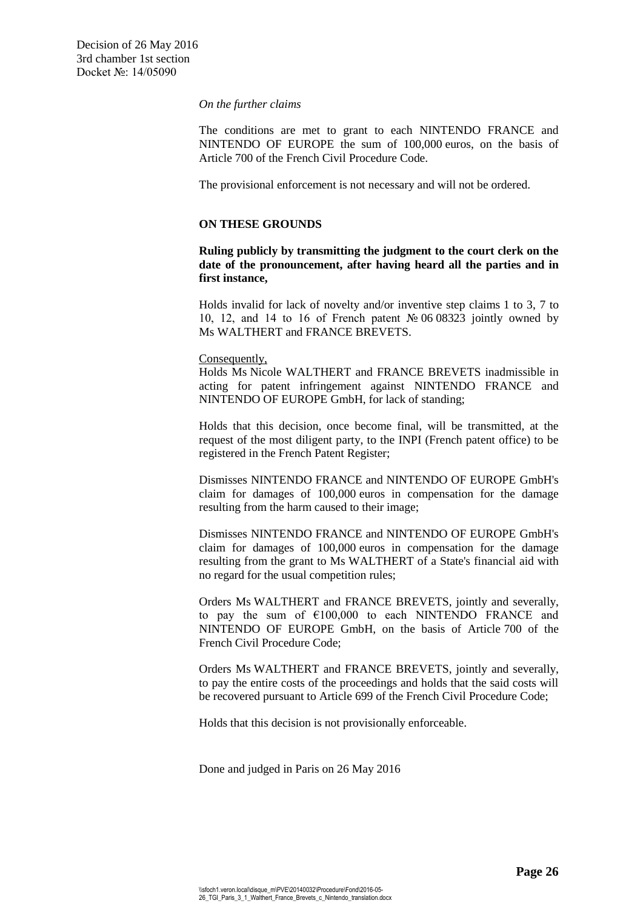*On the further claims*

The conditions are met to grant to each NINTENDO FRANCE and NINTENDO OF EUROPE the sum of 100,000 euros, on the basis of Article 700 of the French Civil Procedure Code.

The provisional enforcement is not necessary and will not be ordered.

**ON THESE GROUNDS**

**Ruling publicly by transmitting the judgment to the court clerk on the date of the pronouncement, after having heard all the parties and in first instance,**

Holds invalid for lack of novelty and/or inventive step claims 1 to 3, 7 to 10, 12, and 14 to 16 of French patent № 06 08323 jointly owned by Ms WALTHERT and FRANCE BREVETS.

Consequently,
Holds Ms Nicole WALTHERT and FRANCE BREVETS inadmissible in acting for patent infringement against NINTENDO FRANCE and NINTENDO OF EUROPE GmbH, for lack of standing;

Holds that this decision, once become final, will be transmitted, at the request of the most diligent party, to the INPI (French patent office) to be registered in the French Patent Register;

Dismisses NINTENDO FRANCE and NINTENDO OF EUROPE GmbH's claim for damages of 100,000 euros in compensation for the damage resulting from the harm caused to their image;

Dismisses NINTENDO FRANCE and NINTENDO OF EUROPE GmbH's claim for damages of 100,000 euros in compensation for the damage resulting from the grant to Ms WALTHERT of a State's financial aid with no regard for the usual competition rules;

Orders Ms WALTHERT and FRANCE BREVETS, jointly and severally, to pay the sum of €100,000 to each NINTENDO FRANCE and NINTENDO OF EUROPE GmbH, on the basis of Article 700 of the French Civil Procedure Code;

Orders Ms WALTHERT and FRANCE BREVETS, jointly and severally, to pay the entire costs of the proceedings and holds that the said costs will be recovered pursuant to Article 699 of the French Civil Procedure Code;

Holds that this decision is not provisionally enforceable.

Done and judged in Paris on 26 May 2016